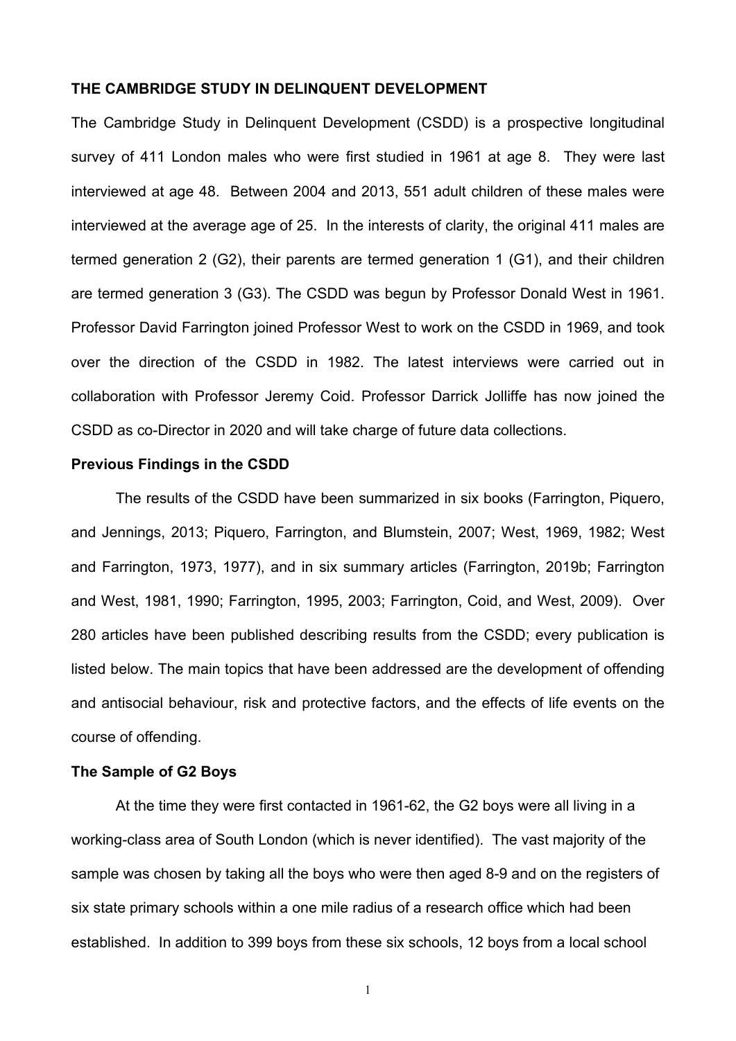# THE CAMBRIDGE STUDY IN DELINQUENT DEVELOPMENT

The Cambridge Study in Delinquent Development (CSDD) is a prospective longitudinal survey of 411 London males who were first studied in 1961 at age 8. They were last interviewed at age 48. Between 2004 and 2013, 551 adult children of these males were interviewed at the average age of 25. In the interests of clarity, the original 411 males are termed generation 2 (G2), their parents are termed generation 1 (G1), and their children are termed generation 3 (G3). The CSDD was begun by Professor Donald West in 1961. Professor David Farrington joined Professor West to work on the CSDD in 1969, and took over the direction of the CSDD in 1982. The latest interviews were carried out in collaboration with Professor Jeremy Coid. Professor Darrick Jolliffe has now joined the CSDD as co-Director in 2020 and will take charge of future data collections.

## Previous Findings in the CSDD

The results of the CSDD have been summarized in six books (Farrington, Piquero, and Jennings, 2013; Piquero, Farrington, and Blumstein, 2007; West, 1969, 1982; West and Farrington, 1973, 1977), and in six summary articles (Farrington, 2019b; Farrington and West, 1981, 1990; Farrington, 1995, 2003; Farrington, Coid, and West, 2009). Over 280 articles have been published describing results from the CSDD; every publication is listed below. The main topics that have been addressed are the development of offending and antisocial behaviour, risk and protective factors, and the effects of life events on the course of offending.

## The Sample of G2 Boys

At the time they were first contacted in 1961-62, the G2 boys were all living in a working-class area of South London (which is never identified). The vast majority of the sample was chosen by taking all the boys who were then aged 8-9 and on the registers of six state primary schools within a one mile radius of a research office which had been established. In addition to 399 boys from these six schools, 12 boys from a local school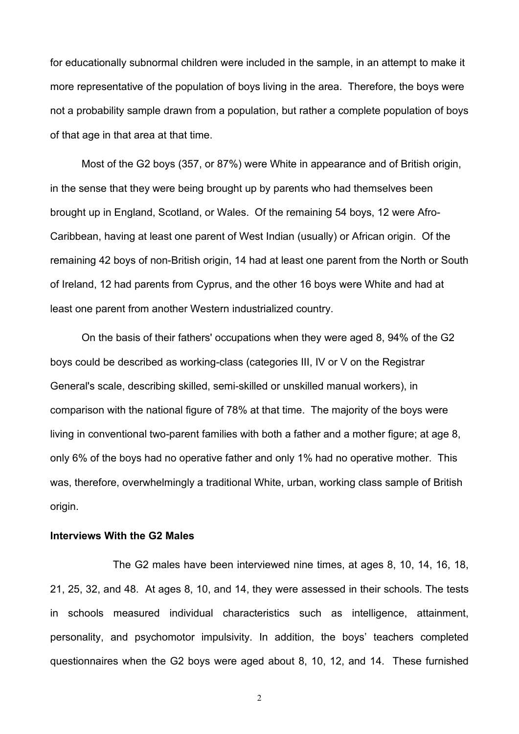for educationally subnormal children were included in the sample, in an attempt to make it more representative of the population of boys living in the area. Therefore, the boys were not a probability sample drawn from a population, but rather a complete population of boys of that age in that area at that time.

Most of the G2 boys (357, or 87%) were White in appearance and of British origin, in the sense that they were being brought up by parents who had themselves been brought up in England, Scotland, or Wales. Of the remaining 54 boys, 12 were Afro-Caribbean, having at least one parent of West Indian (usually) or African origin. Of the remaining 42 boys of non-British origin, 14 had at least one parent from the North or South of Ireland, 12 had parents from Cyprus, and the other 16 boys were White and had at least one parent from another Western industrialized country.

On the basis of their fathers' occupations when they were aged 8, 94% of the G2 boys could be described as working-class (categories III, IV or V on the Registrar General's scale, describing skilled, semi-skilled or unskilled manual workers), in comparison with the national figure of 78% at that time. The majority of the boys were living in conventional two-parent families with both a father and a mother figure; at age 8, only 6% of the boys had no operative father and only 1% had no operative mother. This was, therefore, overwhelmingly a traditional White, urban, working class sample of British origin.

**Interviews With the G2 Males**

The G2 males have been interviewed nine times, at ages 8, 10, 14, 16, 18, 21, 25, 32, and 48. At ages 8, 10, and 14, they were assessed in their schools. The tests in schools measured individual characteristics such as intelligence, attainment, personality, and psychomotor impulsivity. In addition, the boys' teachers completed questionnaires when the G2 boys were aged about 8, 10, 12, and 14. These furnished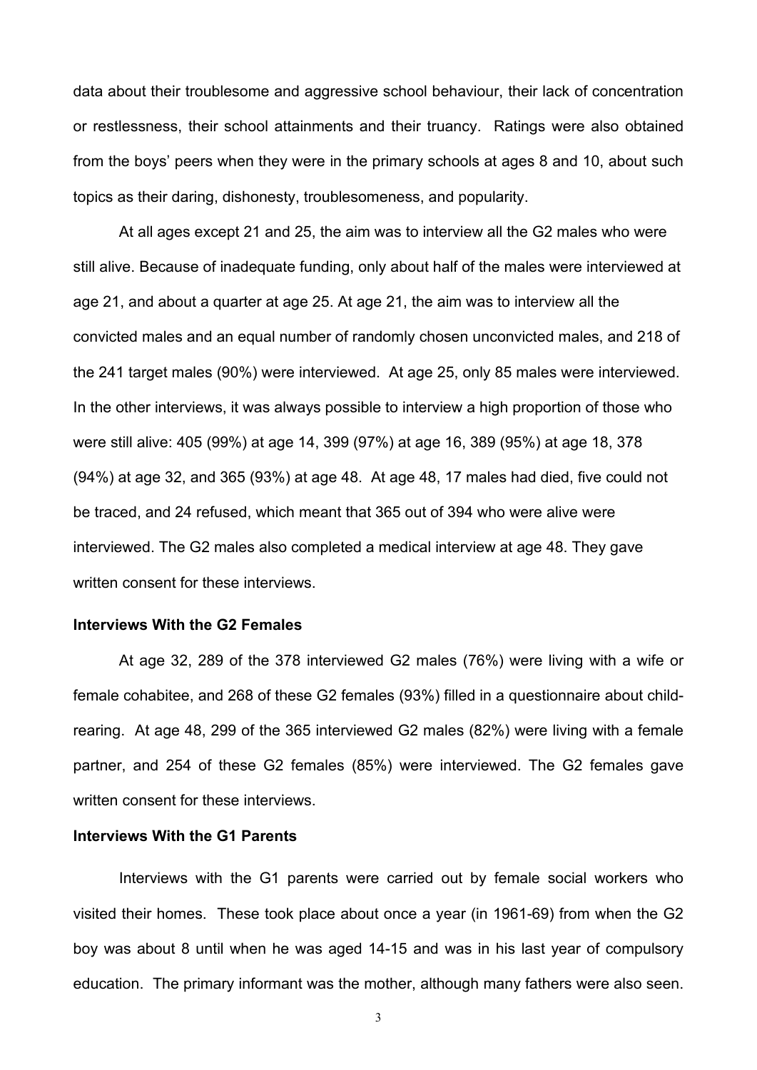data about their troublesome and aggressive school behaviour, their lack of concentration or restlessness, their school attainments and their truancy. Ratings were also obtained from the boys' peers when they were in the primary schools at ages 8 and 10, about such topics as their daring, dishonesty, troublesomeness, and popularity.

At all ages except 21 and 25, the aim was to interview all the G2 males who were still alive. Because of inadequate funding, only about half of the males were interviewed at age 21, and about a quarter at age 25. At age 21, the aim was to interview all the convicted males and an equal number of randomly chosen unconvicted males, and 218 of the 241 target males (90%) were interviewed. At age 25, only 85 males were interviewed. In the other interviews, it was always possible to interview a high proportion of those who were still alive: 405 (99%) at age 14, 399 (97%) at age 16, 389 (95%) at age 18, 378 (94%) at age 32, and 365 (93%) at age 48. At age 48, 17 males had died, five could not be traced, and 24 refused, which meant that 365 out of 394 who were alive were interviewed. The G2 males also completed a medical interview at age 48. They gave written consent for these interviews.

### Interviews With the G2 Females

At age 32, 289 of the 378 interviewed G2 males (76%) were living with a wife or female cohabitee, and 268 of these G2 females (93%) filled in a questionnaire about child-rearing. At age 48, 299 of the 365 interviewed G2 males (82%) were living with a female partner, and 254 of these G2 females (85%) were interviewed. The G2 females gave written consent for these interviews.

### Interviews With the G1 Parents

Interviews with the G1 parents were carried out by female social workers who visited their homes. These took place about once a year (in 1961-69) from when the G2 boy was about 8 until when he was aged 14-15 and was in his last year of compulsory education. The primary informant was the mother, although many fathers were also seen.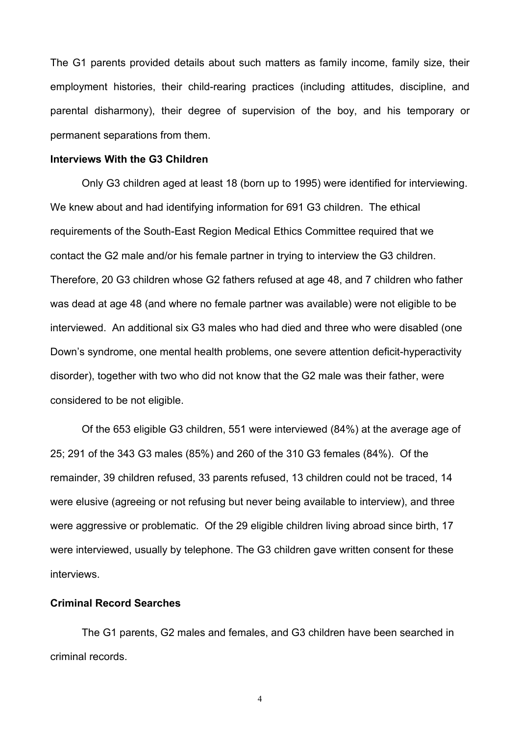The G1 parents provided details about such matters as family income, family size, their employment histories, their child-rearing practices (including attitudes, discipline, and parental disharmony), their degree of supervision of the boy, and his temporary or permanent separations from them.

**Interviews With the G3 Children**

Only G3 children aged at least 18 (born up to 1995) were identified for interviewing. We knew about and had identifying information for 691 G3 children. The ethical requirements of the South-East Region Medical Ethics Committee required that we contact the G2 male and/or his female partner in trying to interview the G3 children. Therefore, 20 G3 children whose G2 fathers refused at age 48, and 7 children who father was dead at age 48 (and where no female partner was available) were not eligible to be interviewed. An additional six G3 males who had died and three who were disabled (one Down's syndrome, one mental health problems, one severe attention deficit-hyperactivity disorder), together with two who did not know that the G2 male was their father, were considered to be not eligible.

Of the 653 eligible G3 children, 551 were interviewed (84%) at the average age of 25; 291 of the 343 G3 males (85%) and 260 of the 310 G3 females (84%). Of the remainder, 39 children refused, 33 parents refused, 13 children could not be traced, 14 were elusive (agreeing or not refusing but never being available to interview), and three were aggressive or problematic. Of the 29 eligible children living abroad since birth, 17 were interviewed, usually by telephone. The G3 children gave written consent for these interviews.

**Criminal Record Searches**

The G1 parents, G2 males and females, and G3 children have been searched in criminal records.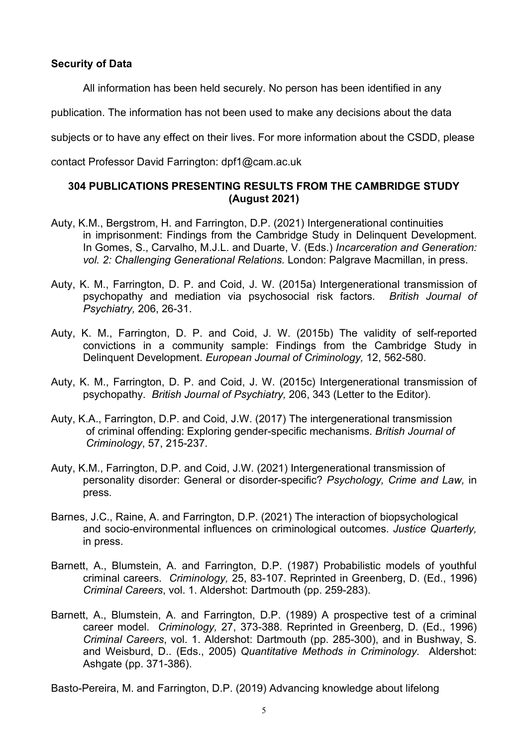**Security of Data**

All information has been held securely. No person has been identified in any publication. The information has not been used to make any decisions about the data subjects or to have any effect on their lives. For more information about the CSDD, please contact Professor David Farrington: dpf1@cam.ac.uk

## 304 PUBLICATIONS PRESENTING RESULTS FROM THE CAMBRIDGE STUDY (August 2021)

Auty, K.M., Bergstrom, H. and Farrington, D.P. (2021) Intergenerational continuities in imprisonment: Findings from the Cambridge Study in Delinquent Development. In Gomes, S., Carvalho, M.J.L. and Duarte, V. (Eds.) *Incarceration and Generation: vol. 2: Challenging Generational Relations.* London: Palgrave Macmillan, in press.

Auty, K. M., Farrington, D. P. and Coid, J. W. (2015a) Intergenerational transmission of psychopathy and mediation via psychosocial risk factors. *British Journal of Psychiatry,* 206, 26-31.

Auty, K. M., Farrington, D. P. and Coid, J. W. (2015b) The validity of self-reported convictions in a community sample: Findings from the Cambridge Study in Delinquent Development. *European Journal of Criminology,* 12, 562-580.

Auty, K. M., Farrington, D. P. and Coid, J. W. (2015c) Intergenerational transmission of psychopathy. *British Journal of Psychiatry,* 206, 343 (Letter to the Editor).

Auty, K.A., Farrington, D.P. and Coid, J.W. (2017) The intergenerational transmission of criminal offending: Exploring gender-specific mechanisms. *British Journal of Criminology*, 57, 215-237.

Auty, K.M., Farrington, D.P. and Coid, J.W. (2021) Intergenerational transmission of personality disorder: General or disorder-specific? *Psychology, Crime and Law,* in press.

Barnes, J.C., Raine, A. and Farrington, D.P. (2021) The interaction of biopsychological and socio-environmental influences on criminological outcomes. *Justice Quarterly,* in press.

Barnett, A., Blumstein, A. and Farrington, D.P. (1987) Probabilistic models of youthful criminal careers. *Criminology,* 25, 83-107. Reprinted in Greenberg, D. (Ed., 1996) *Criminal Careers*, vol. 1. Aldershot: Dartmouth (pp. 259-283).

Barnett, A., Blumstein, A. and Farrington, D.P. (1989) A prospective test of a criminal career model. *Criminology,* 27, 373-388. Reprinted in Greenberg, D. (Ed., 1996) *Criminal Careers*, vol. 1. Aldershot: Dartmouth (pp. 285-300), and in Bushway, S. and Weisburd, D.. (Eds., 2005) *Quantitative Methods in Criminology.* Aldershot: Ashgate (pp. 371-386).

Basto-Pereira, M. and Farrington, D.P. (2019) Advancing knowledge about lifelong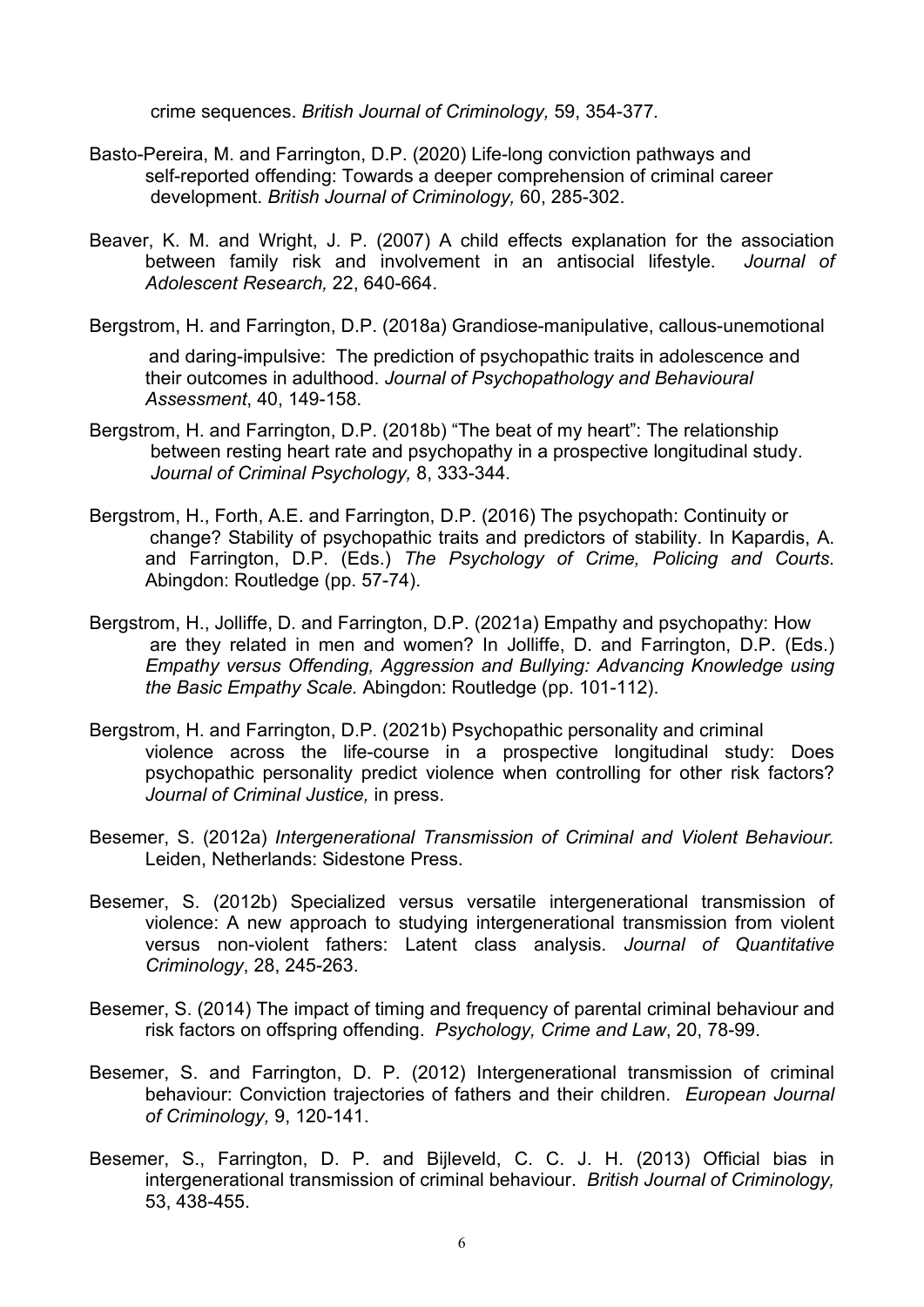crime sequences. *British Journal of Criminology,* 59, 354-377.

Basto-Pereira, M. and Farrington, D.P. (2020) Life-long conviction pathways and self-reported offending: Towards a deeper comprehension of criminal career development. *British Journal of Criminology,* 60, 285-302.

Beaver, K. M. and Wright, J. P. (2007) A child effects explanation for the association between family risk and involvement in an antisocial lifestyle. *Journal of Adolescent Research,* 22, 640-664.

Bergstrom, H. and Farrington, D.P. (2018a) Grandiose-manipulative, callous-unemotional and daring-impulsive: The prediction of psychopathic traits in adolescence and their outcomes in adulthood. *Journal of Psychopathology and Behavioural Assessment*, 40, 149-158.

Bergstrom, H. and Farrington, D.P. (2018b) "The beat of my heart": The relationship between resting heart rate and psychopathy in a prospective longitudinal study. *Journal of Criminal Psychology,* 8, 333-344.

Bergstrom, H., Forth, A.E. and Farrington, D.P. (2016) The psychopath: Continuity or change? Stability of psychopathic traits and predictors of stability. In Kapardis, A. and Farrington, D.P. (Eds.) *The Psychology of Crime, Policing and Courts*. Abingdon: Routledge (pp. 57-74).

Bergstrom, H., Jolliffe, D. and Farrington, D.P. (2021a) Empathy and psychopathy: How are they related in men and women? In Jolliffe, D. and Farrington, D.P. (Eds.) *Empathy versus Offending, Aggression and Bullying: Advancing Knowledge using the Basic Empathy Scale.* Abingdon: Routledge (pp. 101-112).

Bergstrom, H. and Farrington, D.P. (2021b) Psychopathic personality and criminal violence across the life-course in a prospective longitudinal study: Does psychopathic personality predict violence when controlling for other risk factors? *Journal of Criminal Justice,* in press.

Besemer, S. (2012a) *Intergenerational Transmission of Criminal and Violent Behaviour.* Leiden, Netherlands: Sidestone Press.

Besemer, S. (2012b) Specialized versus versatile intergenerational transmission of violence: A new approach to studying intergenerational transmission from violent versus non-violent fathers: Latent class analysis. *Journal of Quantitative Criminology*, 28, 245-263.

Besemer, S. (2014) The impact of timing and frequency of parental criminal behaviour and risk factors on offspring offending. *Psychology, Crime and Law*, 20, 78-99.

Besemer, S. and Farrington, D. P. (2012) Intergenerational transmission of criminal behaviour: Conviction trajectories of fathers and their children. *European Journal of Criminology,* 9, 120-141.

Besemer, S., Farrington, D. P. and Bijleveld, C. C. J. H. (2013) Official bias in intergenerational transmission of criminal behaviour. *British Journal of Criminology,* 53, 438-455.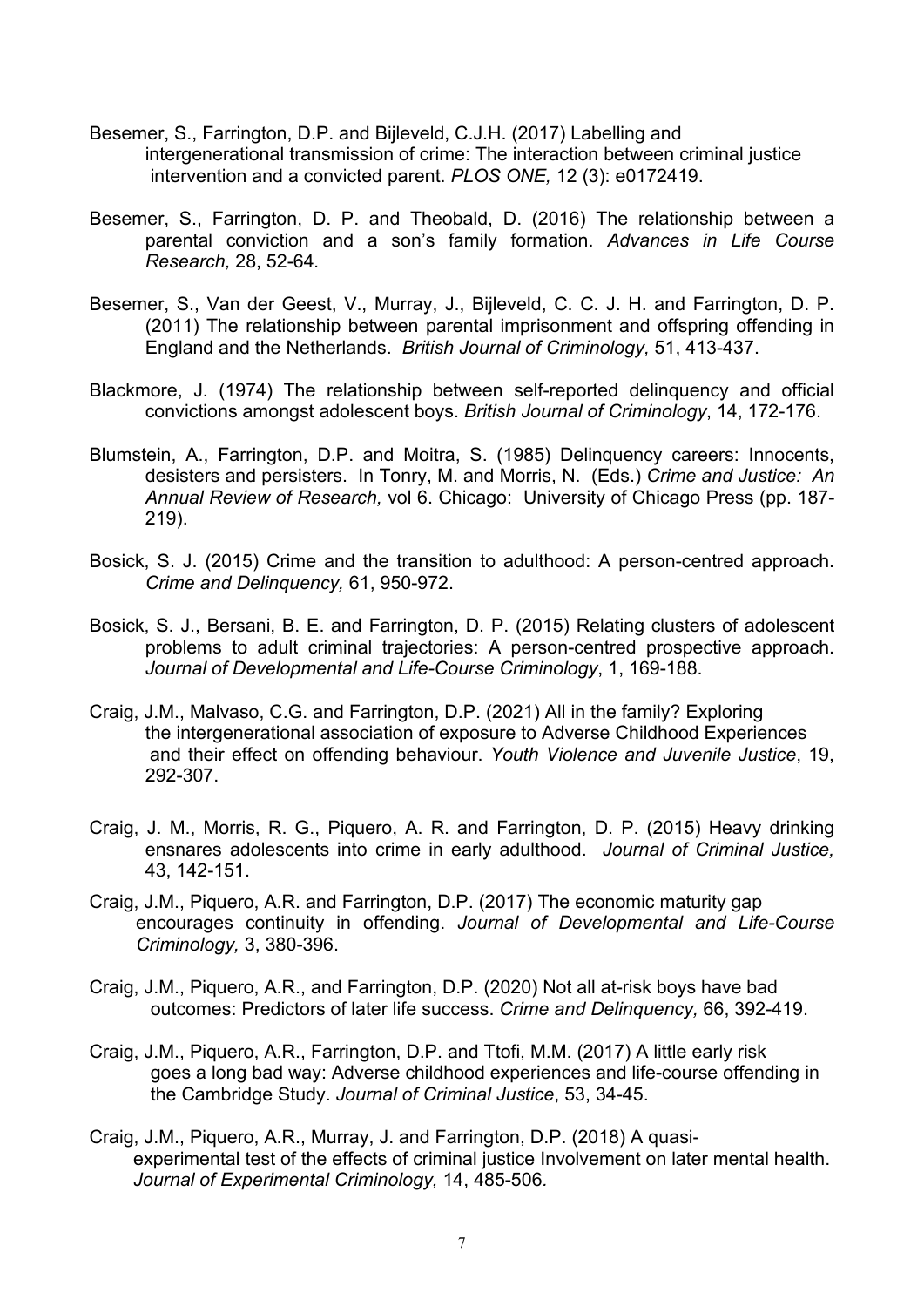Besemer, S., Farrington, D.P. and Bijleveld, C.J.H. (2017) Labelling and intergenerational transmission of crime: The interaction between criminal justice intervention and a convicted parent. *PLOS ONE,* 12 (3): e0172419.

Besemer, S., Farrington, D. P. and Theobald, D. (2016) The relationship between a parental conviction and a son's family formation. *Advances in Life Course Research,* 28, 52-64.

Besemer, S., Van der Geest, V., Murray, J., Bijleveld, C. C. J. H. and Farrington, D. P. (2011) The relationship between parental imprisonment and offspring offending in England and the Netherlands. *British Journal of Criminology,* 51, 413-437.

Blackmore, J. (1974) The relationship between self-reported delinquency and official convictions amongst adolescent boys. *British Journal of Criminology*, 14, 172-176.

Blumstein, A., Farrington, D.P. and Moitra, S. (1985) Delinquency careers: Innocents, desisters and persisters. In Tonry, M. and Morris, N. (Eds.) *Crime and Justice: An Annual Review of Research,* vol 6. Chicago: University of Chicago Press (pp. 187-219).

Bosick, S. J. (2015) Crime and the transition to adulthood: A person-centred approach. *Crime and Delinquency,* 61, 950-972.

Bosick, S. J., Bersani, B. E. and Farrington, D. P. (2015) Relating clusters of adolescent problems to adult criminal trajectories: A person-centred prospective approach. *Journal of Developmental and Life-Course Criminology*, 1, 169-188.

Craig, J.M., Malvaso, C.G. and Farrington, D.P. (2021) All in the family? Exploring the intergenerational association of exposure to Adverse Childhood Experiences and their effect on offending behaviour. *Youth Violence and Juvenile Justice*, 19, 292-307.

Craig, J. M., Morris, R. G., Piquero, A. R. and Farrington, D. P. (2015) Heavy drinking ensnares adolescents into crime in early adulthood. *Journal of Criminal Justice,* 43, 142-151.

Craig, J.M., Piquero, A.R. and Farrington, D.P. (2017) The economic maturity gap encourages continuity in offending. *Journal of Developmental and Life-Course Criminology,* 3, 380-396.

Craig, J.M., Piquero, A.R., and Farrington, D.P. (2020) Not all at-risk boys have bad outcomes: Predictors of later life success. *Crime and Delinquency,* 66, 392-419.

Craig, J.M., Piquero, A.R., Farrington, D.P. and Ttofi, M.M. (2017) A little early risk goes a long bad way: Adverse childhood experiences and life-course offending in the Cambridge Study. *Journal of Criminal Justice*, 53, 34-45.

Craig, J.M., Piquero, A.R., Murray, J. and Farrington, D.P. (2018) A quasi-experimental test of the effects of criminal justice Involvement on later mental health. *Journal of Experimental Criminology,* 14, 485-506.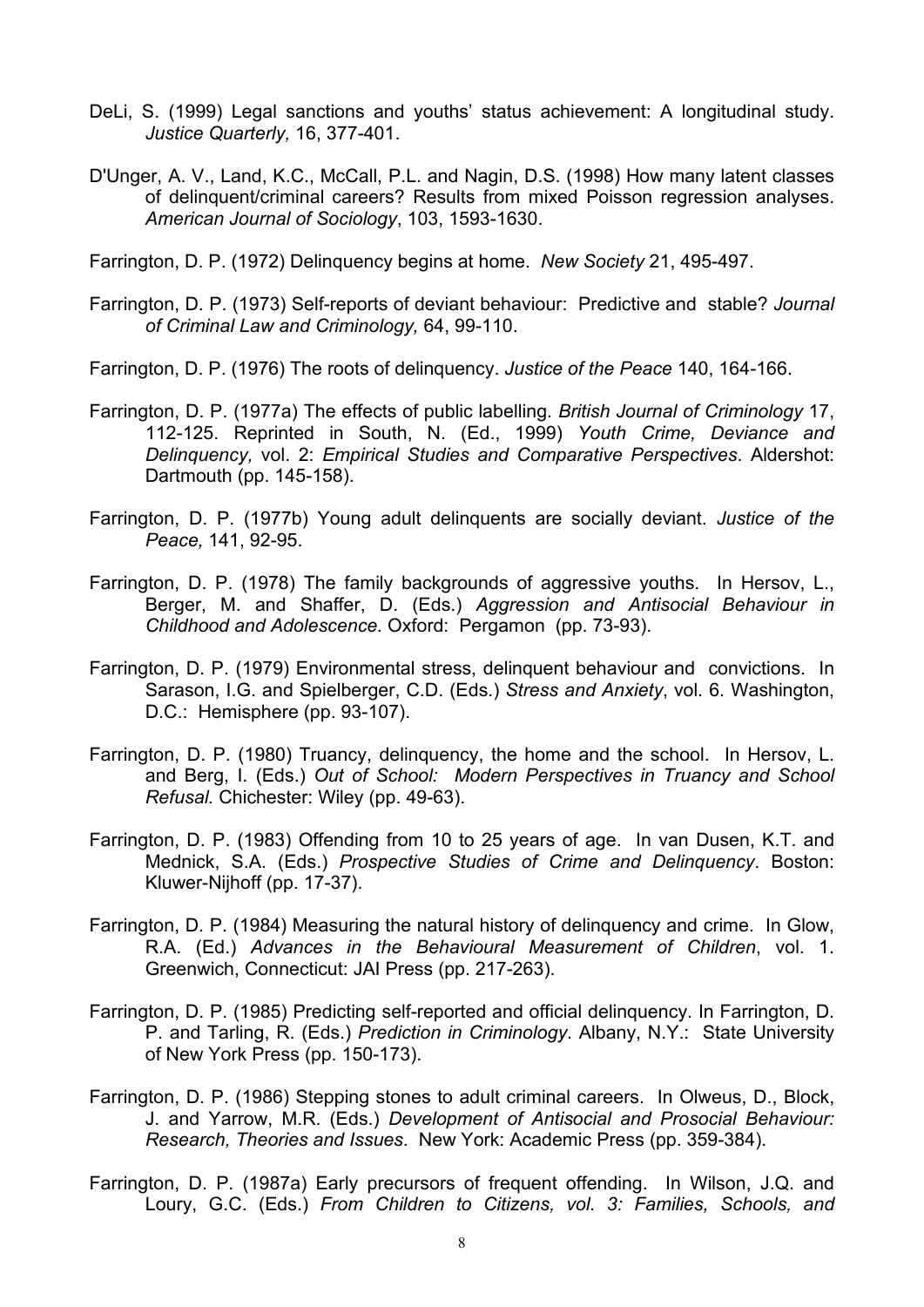DeLi, S. (1999) Legal sanctions and youths' status achievement: A longitudinal study. *Justice Quarterly,* 16, 377-401.

D'Unger, A. V., Land, K.C., McCall, P.L. and Nagin, D.S. (1998) How many latent classes of delinquent/criminal careers? Results from mixed Poisson regression analyses. *American Journal of Sociology*, 103, 1593-1630.

Farrington, D. P. (1972) Delinquency begins at home. *New Society* 21, 495-497.

Farrington, D. P. (1973) Self-reports of deviant behaviour: Predictive and stable? *Journal of Criminal Law and Criminology,* 64, 99-110.

Farrington, D. P. (1976) The roots of delinquency. *Justice of the Peace* 140, 164-166.

Farrington, D. P. (1977a) The effects of public labelling. *British Journal of Criminology* 17, 112-125. Reprinted in South, N. (Ed., 1999) *Youth Crime, Deviance and Delinquency,* vol. 2: *Empirical Studies and Comparative Perspectives*. Aldershot: Dartmouth (pp. 145-158).

Farrington, D. P. (1977b) Young adult delinquents are socially deviant. *Justice of the Peace,* 141, 92-95.

Farrington, D. P. (1978) The family backgrounds of aggressive youths. In Hersov, L., Berger, M. and Shaffer, D. (Eds.) *Aggression and Antisocial Behaviour in Childhood and Adolescence.* Oxford: Pergamon (pp. 73-93).

Farrington, D. P. (1979) Environmental stress, delinquent behaviour and convictions. In Sarason, I.G. and Spielberger, C.D. (Eds.) *Stress and Anxiety*, vol. 6. Washington, D.C.: Hemisphere (pp. 93-107).

Farrington, D. P. (1980) Truancy, delinquency, the home and the school. In Hersov, L. and Berg, I. (Eds.) *Out of School: Modern Perspectives in Truancy and School Refusal.* Chichester: Wiley (pp. 49-63).

Farrington, D. P. (1983) Offending from 10 to 25 years of age. In van Dusen, K.T. and Mednick, S.A. (Eds.) *Prospective Studies of Crime and Delinquency*. Boston: Kluwer-Nijhoff (pp. 17-37).

Farrington, D. P. (1984) Measuring the natural history of delinquency and crime. In Glow, R.A. (Ed.) *Advances in the Behavioural Measurement of Children*, vol. 1. Greenwich, Connecticut: JAI Press (pp. 217-263).

Farrington, D. P. (1985) Predicting self-reported and official delinquency. In Farrington, D. P. and Tarling, R. (Eds.) *Prediction in Criminology*. Albany, N.Y.: State University of New York Press (pp. 150-173).

Farrington, D. P. (1986) Stepping stones to adult criminal careers. In Olweus, D., Block, J. and Yarrow, M.R. (Eds.) *Development of Antisocial and Prosocial Behaviour: Research, Theories and Issues*. New York: Academic Press (pp. 359-384).

Farrington, D. P. (1987a) Early precursors of frequent offending. In Wilson, J.Q. and Loury, G.C. (Eds.) *From Children to Citizens, vol. 3: Families, Schools, and*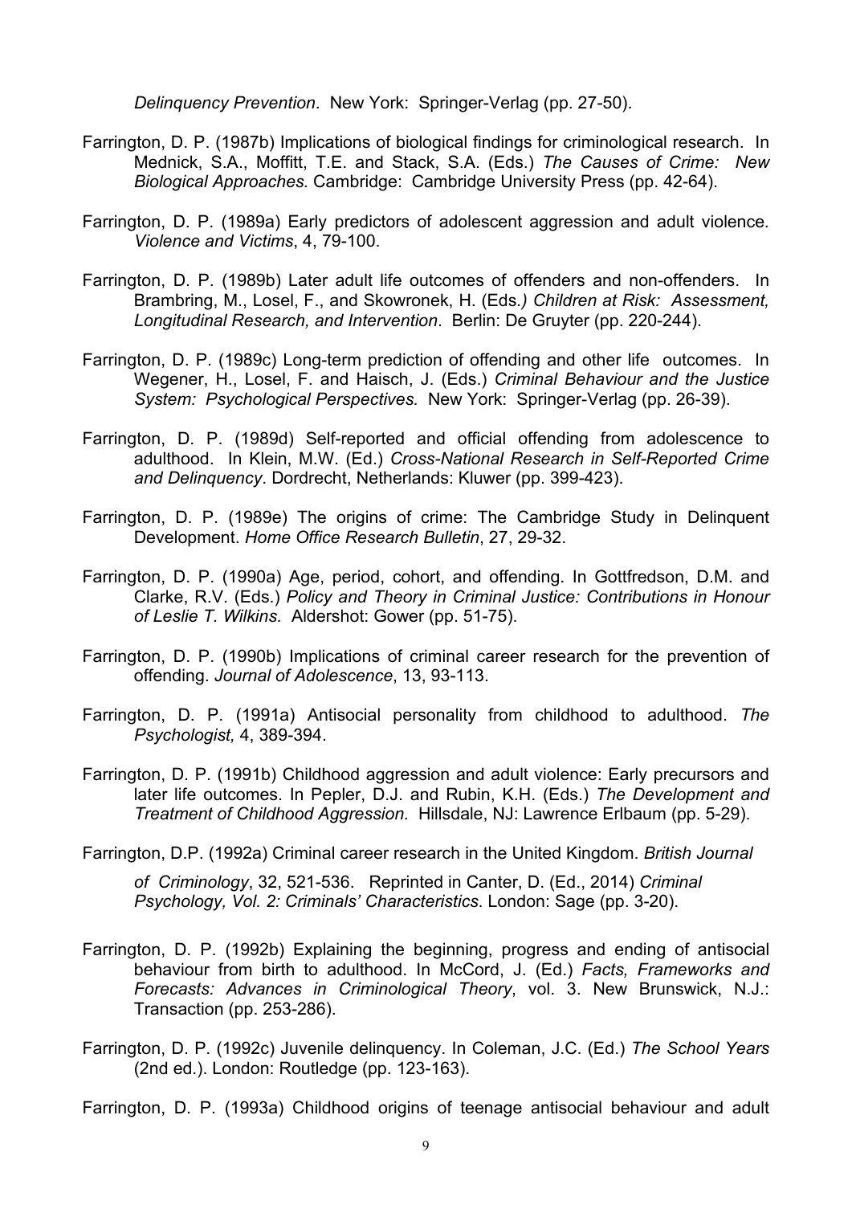*Delinquency Prevention*. New York: Springer-Verlag (pp. 27-50).

Farrington, D. P. (1987b) Implications of biological findings for criminological research. In Mednick, S.A., Moffitt, T.E. and Stack, S.A. (Eds.) *The Causes of Crime: New Biological Approaches.* Cambridge: Cambridge University Press (pp. 42-64).

Farrington, D. P. (1989a) Early predictors of adolescent aggression and adult violence. *Violence and Victims*, 4, 79-100.

Farrington, D. P. (1989b) Later adult life outcomes of offenders and non-offenders. In Brambring, M., Losel, F., and Skowronek, H. (Eds*.) Children at Risk: Assessment, Longitudinal Research, and Intervention*. Berlin: De Gruyter (pp. 220-244).

Farrington, D. P. (1989c) Long-term prediction of offending and other life outcomes. In Wegener, H., Losel, F. and Haisch, J. (Eds.) *Criminal Behaviour and the Justice System: Psychological Perspectives.* New York: Springer-Verlag (pp. 26-39).

Farrington, D. P. (1989d) Self-reported and official offending from adolescence to adulthood. In Klein, M.W. (Ed.) *Cross-National Research in Self-Reported Crime and Delinquency*. Dordrecht, Netherlands: Kluwer (pp. 399-423).

Farrington, D. P. (1989e) The origins of crime: The Cambridge Study in Delinquent Development. *Home Office Research Bulletin*, 27, 29-32.

Farrington, D. P. (1990a) Age, period, cohort, and offending. In Gottfredson, D.M. and Clarke, R.V. (Eds.) *Policy and Theory in Criminal Justice: Contributions in Honour of Leslie T. Wilkins.* Aldershot: Gower (pp. 51-75).

Farrington, D. P. (1990b) Implications of criminal career research for the prevention of offending. *Journal of Adolescence*, 13, 93-113.

Farrington, D. P. (1991a) Antisocial personality from childhood to adulthood. *The Psychologist,* 4, 389-394.

Farrington, D. P. (1991b) Childhood aggression and adult violence: Early precursors and later life outcomes. In Pepler, D.J. and Rubin, K.H. (Eds.) *The Development and Treatment of Childhood Aggression.* Hillsdale, NJ: Lawrence Erlbaum (pp. 5-29).

Farrington, D.P. (1992a) Criminal career research in the United Kingdom. *British Journal of Criminology*, 32, 521-536. Reprinted in Canter, D. (Ed., 2014) *Criminal Psychology, Vol. 2: Criminals' Characteristics*. London: Sage (pp. 3-20).

Farrington, D. P. (1992b) Explaining the beginning, progress and ending of antisocial behaviour from birth to adulthood. In McCord, J. (Ed.) *Facts, Frameworks and Forecasts: Advances in Criminological Theory*, vol. 3. New Brunswick, N.J.: Transaction (pp. 253-286).

Farrington, D. P. (1992c) Juvenile delinquency. In Coleman, J.C. (Ed.) *The School Years* (2nd ed.). London: Routledge (pp. 123-163).

Farrington, D. P. (1993a) Childhood origins of teenage antisocial behaviour and adult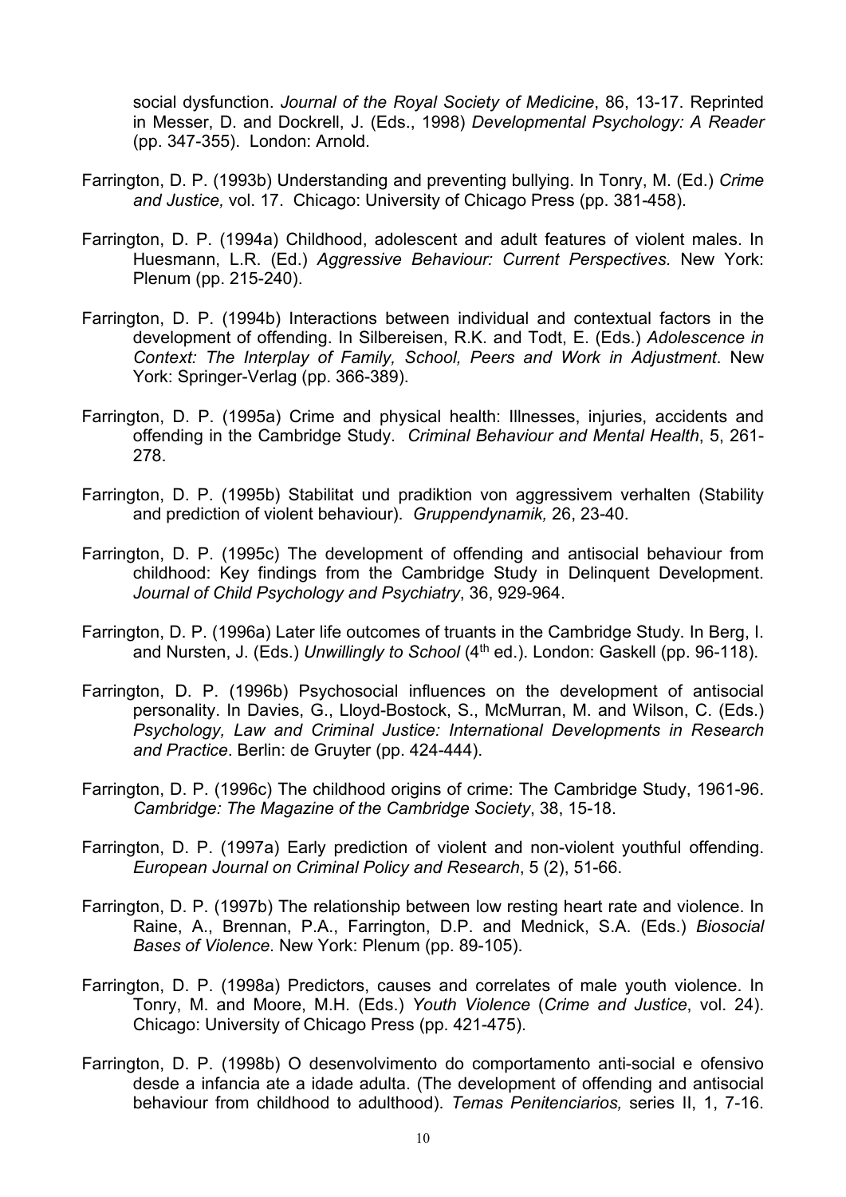social dysfunction. *Journal of the Royal Society of Medicine*, 86, 13-17. Reprinted in Messer, D. and Dockrell, J. (Eds., 1998) *Developmental Psychology: A Reader* (pp. 347-355). London: Arnold.

Farrington, D. P. (1993b) Understanding and preventing bullying. In Tonry, M. (Ed.) *Crime and Justice,* vol. 17. Chicago: University of Chicago Press (pp. 381-458).

Farrington, D. P. (1994a) Childhood, adolescent and adult features of violent males. In Huesmann, L.R. (Ed.) *Aggressive Behaviour: Current Perspectives.* New York: Plenum (pp. 215-240).

Farrington, D. P. (1994b) Interactions between individual and contextual factors in the development of offending. In Silbereisen, R.K. and Todt, E. (Eds.) *Adolescence in Context: The Interplay of Family, School, Peers and Work in Adjustment*. New York: Springer-Verlag (pp. 366-389).

Farrington, D. P. (1995a) Crime and physical health: Illnesses, injuries, accidents and offending in the Cambridge Study. *Criminal Behaviour and Mental Health*, 5, 261-278.

Farrington, D. P. (1995b) Stabilitat und pradiktion von aggressivem verhalten (Stability and prediction of violent behaviour). *Gruppendynamik,* 26, 23-40.

Farrington, D. P. (1995c) The development of offending and antisocial behaviour from childhood: Key findings from the Cambridge Study in Delinquent Development. *Journal of Child Psychology and Psychiatry*, 36, 929-964.

Farrington, D. P. (1996a) Later life outcomes of truants in the Cambridge Study. In Berg, I. and Nursten, J. (Eds.) *Unwillingly to School* (4th ed.). London: Gaskell (pp. 96-118).

Farrington, D. P. (1996b) Psychosocial influences on the development of antisocial personality. In Davies, G., Lloyd-Bostock, S., McMurran, M. and Wilson, C. (Eds.) *Psychology, Law and Criminal Justice: International Developments in Research and Practice*. Berlin: de Gruyter (pp. 424-444).

Farrington, D. P. (1996c) The childhood origins of crime: The Cambridge Study, 1961-96. *Cambridge: The Magazine of the Cambridge Society*, 38, 15-18.

Farrington, D. P. (1997a) Early prediction of violent and non-violent youthful offending. *European Journal on Criminal Policy and Research*, 5 (2), 51-66.

Farrington, D. P. (1997b) The relationship between low resting heart rate and violence. In Raine, A., Brennan, P.A., Farrington, D.P. and Mednick, S.A. (Eds.) *Biosocial Bases of Violence*. New York: Plenum (pp. 89-105).

Farrington, D. P. (1998a) Predictors, causes and correlates of male youth violence. In Tonry, M. and Moore, M.H. (Eds.) *Youth Violence* (*Crime and Justice*, vol. 24). Chicago: University of Chicago Press (pp. 421-475).

Farrington, D. P. (1998b) O desenvolvimento do comportamento anti-social e ofensivo desde a infancia ate a idade adulta. (The development of offending and antisocial behaviour from childhood to adulthood). *Temas Penitenciarios,* series II, 1, 7-16.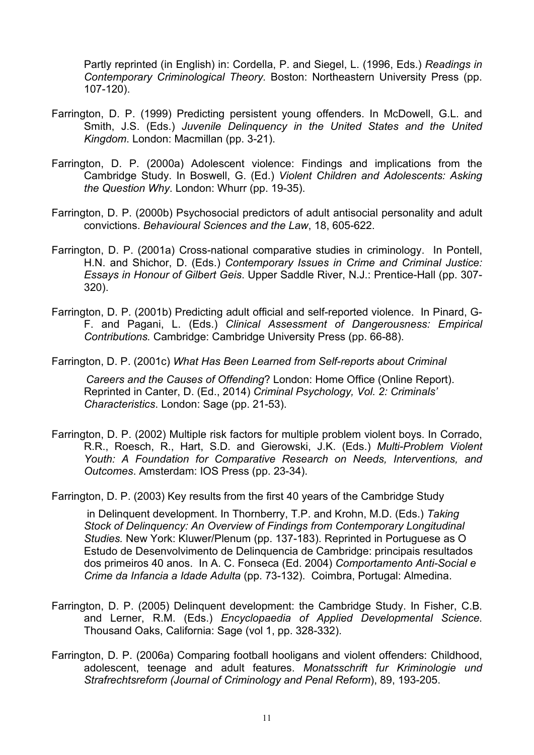Partly reprinted (in English) in: Cordella, P. and Siegel, L. (1996, Eds.) *Readings in Contemporary Criminological Theory.* Boston: Northeastern University Press (pp. 107-120).

Farrington, D. P. (1999) Predicting persistent young offenders. In McDowell, G.L. and Smith, J.S. (Eds.) *Juvenile Delinquency in the United States and the United Kingdom*. London: Macmillan (pp. 3-21).

Farrington, D. P. (2000a) Adolescent violence: Findings and implications from the Cambridge Study. In Boswell, G. (Ed.) *Violent Children and Adolescents: Asking the Question Why*. London: Whurr (pp. 19-35).

Farrington, D. P. (2000b) Psychosocial predictors of adult antisocial personality and adult convictions. *Behavioural Sciences and the Law*, 18, 605-622.

Farrington, D. P. (2001a) Cross-national comparative studies in criminology. In Pontell, H.N. and Shichor, D. (Eds.) *Contemporary Issues in Crime and Criminal Justice: Essays in Honour of Gilbert Geis*. Upper Saddle River, N.J.: Prentice-Hall (pp. 307-320).

Farrington, D. P. (2001b) Predicting adult official and self-reported violence. In Pinard, G-F. and Pagani, L. (Eds.) *Clinical Assessment of Dangerousness: Empirical Contributions.* Cambridge: Cambridge University Press (pp. 66-88).

Farrington, D. P. (2001c) *What Has Been Learned from Self-reports about Criminal Careers and the Causes of Offending*? London: Home Office (Online Report). Reprinted in Canter, D. (Ed., 2014) *Criminal Psychology, Vol. 2: Criminals' Characteristics*. London: Sage (pp. 21-53).

Farrington, D. P. (2002) Multiple risk factors for multiple problem violent boys. In Corrado, R.R., Roesch, R., Hart, S.D. and Gierowski, J.K. (Eds.) *Multi-Problem Violent Youth: A Foundation for Comparative Research on Needs, Interventions, and Outcomes*. Amsterdam: IOS Press (pp. 23-34).

Farrington, D. P. (2003) Key results from the first 40 years of the Cambridge Study in Delinquent development. In Thornberry, T.P. and Krohn, M.D. (Eds.) *Taking Stock of Delinquency: An Overview of Findings from Contemporary Longitudinal Studies.* New York: Kluwer/Plenum (pp. 137-183). Reprinted in Portuguese as O Estudo de Desenvolvimento de Delinquencia de Cambridge: principais resultados dos primeiros 40 anos. In A. C. Fonseca (Ed. 2004) *Comportamento Anti-Social e Crime da Infancia a Idade Adulta* (pp. 73-132). Coimbra, Portugal: Almedina.

Farrington, D. P. (2005) Delinquent development: the Cambridge Study. In Fisher, C.B. and Lerner, R.M. (Eds.) *Encyclopaedia of Applied Developmental Science*. Thousand Oaks, California: Sage (vol 1, pp. 328-332).

Farrington, D. P. (2006a) Comparing football hooligans and violent offenders: Childhood, adolescent, teenage and adult features. *Monatsschrift fur Kriminologie und Strafrechtsreform (Journal of Criminology and Penal Reform*), 89, 193-205.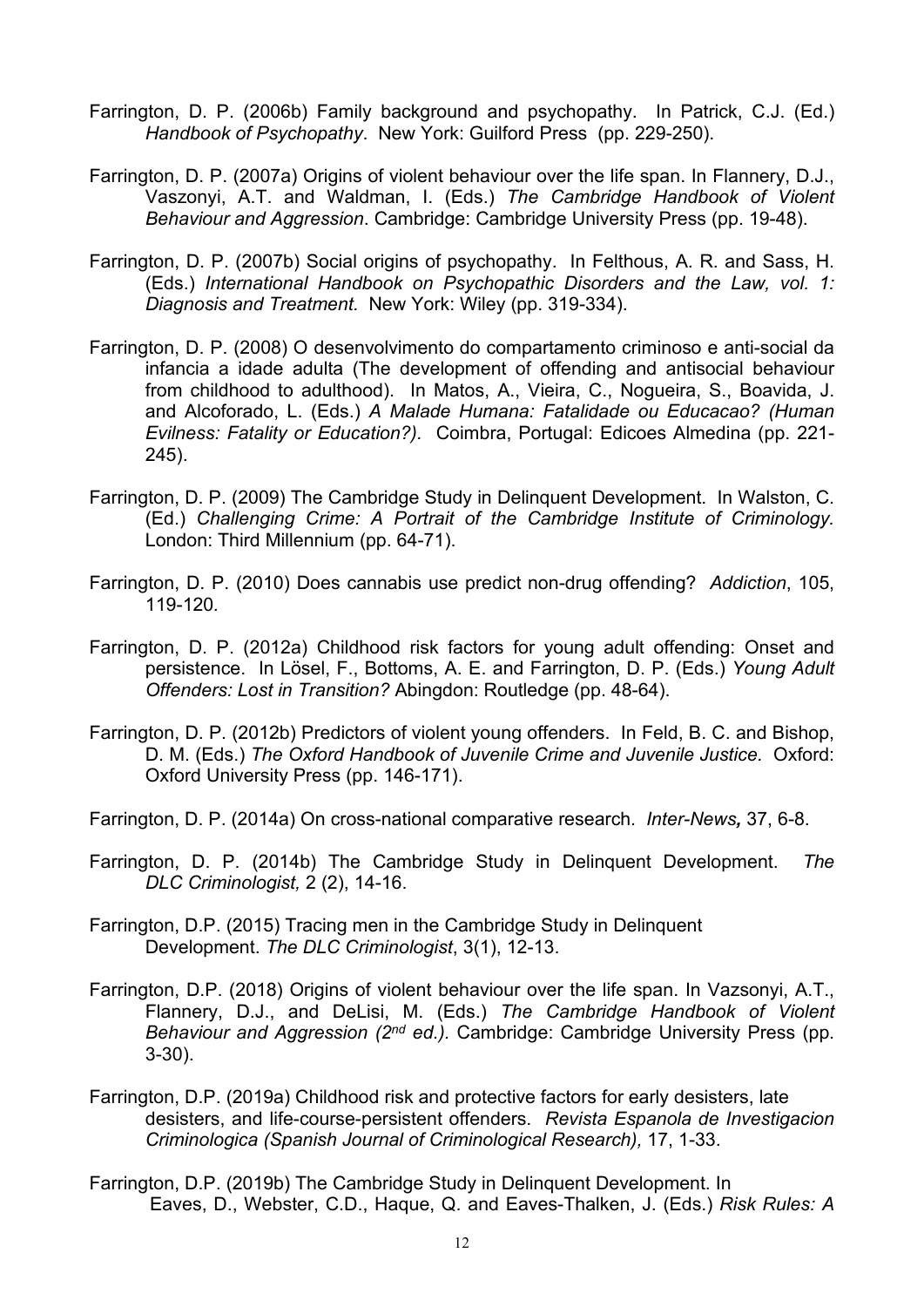Farrington, D. P. (2006b) Family background and psychopathy. In Patrick, C.J. (Ed.) *Handbook of Psychopathy*. New York: Guilford Press (pp. 229-250).

Farrington, D. P. (2007a) Origins of violent behaviour over the life span. In Flannery, D.J., Vaszonyi, A.T. and Waldman, I. (Eds.) *The Cambridge Handbook of Violent Behaviour and Aggression*. Cambridge: Cambridge University Press (pp. 19-48).

Farrington, D. P. (2007b) Social origins of psychopathy. In Felthous, A. R. and Sass, H. (Eds.) *International Handbook on Psychopathic Disorders and the Law, vol. 1: Diagnosis and Treatment.* New York: Wiley (pp. 319-334).

Farrington, D. P. (2008) O desenvolvimento do compartamento criminoso e anti-social da infancia a idade adulta (The development of offending and antisocial behaviour from childhood to adulthood). In Matos, A., Vieira, C., Nogueira, S., Boavida, J. and Alcoforado, L. (Eds.) *A Malade Humana: Fatalidade ou Educacao? (Human Evilness: Fatality or Education?).* Coimbra, Portugal: Edicoes Almedina (pp. 221-245).

Farrington, D. P. (2009) The Cambridge Study in Delinquent Development. In Walston, C. (Ed.) *Challenging Crime: A Portrait of the Cambridge Institute of Criminology.* London: Third Millennium (pp. 64-71).

Farrington, D. P. (2010) Does cannabis use predict non-drug offending? *Addiction*, 105, 119-120.

Farrington, D. P. (2012a) Childhood risk factors for young adult offending: Onset and persistence. In Lösel, F., Bottoms, A. E. and Farrington, D. P. (Eds.) *Young Adult Offenders: Lost in Transition?* Abingdon: Routledge (pp. 48-64).

Farrington, D. P. (2012b) Predictors of violent young offenders. In Feld, B. C. and Bishop, D. M. (Eds.) *The Oxford Handbook of Juvenile Crime and Juvenile Justice.* Oxford: Oxford University Press (pp. 146-171).

Farrington, D. P. (2014a) On cross-national comparative research. *Inter-News,* 37, 6-8.

Farrington, D. P. (2014b) The Cambridge Study in Delinquent Development. *The DLC Criminologist,* 2 (2), 14-16.

Farrington, D.P. (2015) Tracing men in the Cambridge Study in Delinquent Development. *The DLC Criminologist*, 3(1), 12-13.

Farrington, D.P. (2018) Origins of violent behaviour over the life span. In Vazsonyi, A.T., Flannery, D.J., and DeLisi, M. (Eds.) *The Cambridge Handbook of Violent Behaviour and Aggression (2nd ed.).* Cambridge: Cambridge University Press (pp. 3-30).

Farrington, D.P. (2019a) Childhood risk and protective factors for early desisters, late desisters, and life-course-persistent offenders. *Revista Espanola de Investigacion Criminologica (Spanish Journal of Criminological Research),* 17, 1-33.

Farrington, D.P. (2019b) The Cambridge Study in Delinquent Development. In Eaves, D., Webster, C.D., Haque, Q. and Eaves-Thalken, J. (Eds.) *Risk Rules: A*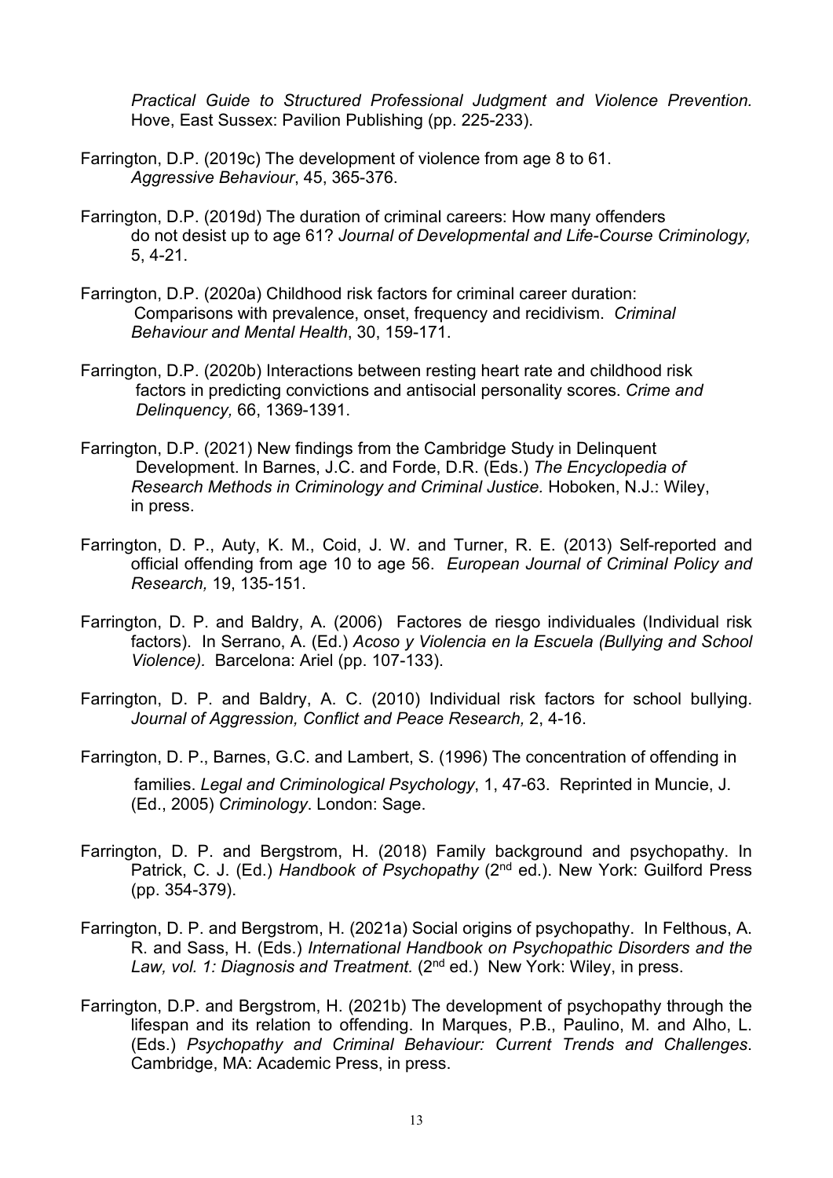*Practical Guide to Structured Professional Judgment and Violence Prevention.* Hove, East Sussex: Pavilion Publishing (pp. 225-233).

Farrington, D.P. (2019c) The development of violence from age 8 to 61. *Aggressive Behaviour*, 45, 365-376.

Farrington, D.P. (2019d) The duration of criminal careers: How many offenders do not desist up to age 61? *Journal of Developmental and Life-Course Criminology,* 5, 4-21.

Farrington, D.P. (2020a) Childhood risk factors for criminal career duration: Comparisons with prevalence, onset, frequency and recidivism. *Criminal Behaviour and Mental Health*, 30, 159-171.

Farrington, D.P. (2020b) Interactions between resting heart rate and childhood risk factors in predicting convictions and antisocial personality scores. *Crime and Delinquency,* 66, 1369-1391.

Farrington, D.P. (2021) New findings from the Cambridge Study in Delinquent Development. In Barnes, J.C. and Forde, D.R. (Eds.) *The Encyclopedia of Research Methods in Criminology and Criminal Justice.* Hoboken, N.J.: Wiley, in press.

Farrington, D. P., Auty, K. M., Coid, J. W. and Turner, R. E. (2013) Self-reported and official offending from age 10 to age 56. *European Journal of Criminal Policy and Research,* 19, 135-151.

Farrington, D. P. and Baldry, A. (2006) Factores de riesgo individuales (Individual risk factors). In Serrano, A. (Ed.) *Acoso y Violencia en la Escuela (Bullying and School Violence).* Barcelona: Ariel (pp. 107-133).

Farrington, D. P. and Baldry, A. C. (2010) Individual risk factors for school bullying. *Journal of Aggression, Conflict and Peace Research,* 2, 4-16.

Farrington, D. P., Barnes, G.C. and Lambert, S. (1996) The concentration of offending in families. *Legal and Criminological Psychology*, 1, 47-63. Reprinted in Muncie, J. (Ed., 2005) *Criminology*. London: Sage.

Farrington, D. P. and Bergstrom, H. (2018) Family background and psychopathy. In Patrick, C. J. (Ed.) *Handbook of Psychopathy* (2nd ed.). New York: Guilford Press (pp. 354-379).

Farrington, D. P. and Bergstrom, H. (2021a) Social origins of psychopathy. In Felthous, A. R. and Sass, H. (Eds.) *International Handbook on Psychopathic Disorders and the Law, vol. 1: Diagnosis and Treatment.* (2nd ed.) New York: Wiley, in press.

Farrington, D.P. and Bergstrom, H. (2021b) The development of psychopathy through the lifespan and its relation to offending. In Marques, P.B., Paulino, M. and Alho, L. (Eds.) *Psychopathy and Criminal Behaviour: Current Trends and Challenges*. Cambridge, MA: Academic Press, in press.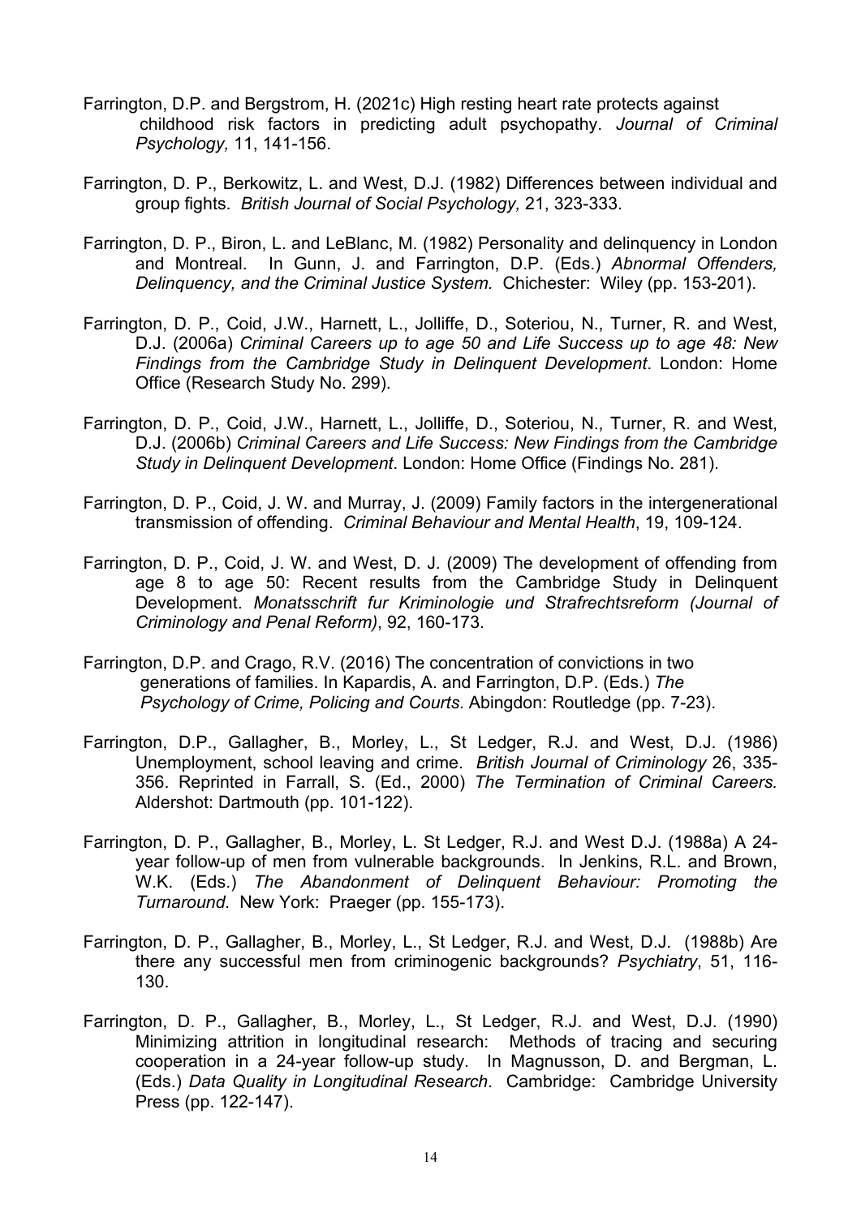Farrington, D.P. and Bergstrom, H. (2021c) High resting heart rate protects against childhood risk factors in predicting adult psychopathy. *Journal of Criminal Psychology,* 11, 141-156.

Farrington, D. P., Berkowitz, L. and West, D.J. (1982) Differences between individual and group fights. *British Journal of Social Psychology,* 21, 323-333.

Farrington, D. P., Biron, L. and LeBlanc, M. (1982) Personality and delinquency in London and Montreal. In Gunn, J. and Farrington, D.P. (Eds.) *Abnormal Offenders, Delinquency, and the Criminal Justice System.* Chichester: Wiley (pp. 153-201).

Farrington, D. P., Coid, J.W., Harnett, L., Jolliffe, D., Soteriou, N., Turner, R. and West, D.J. (2006a) *Criminal Careers up to age 50 and Life Success up to age 48: New Findings from the Cambridge Study in Delinquent Development*. London: Home Office (Research Study No. 299).

Farrington, D. P., Coid, J.W., Harnett, L., Jolliffe, D., Soteriou, N., Turner, R. and West, D.J. (2006b) *Criminal Careers and Life Success: New Findings from the Cambridge Study in Delinquent Development*. London: Home Office (Findings No. 281).

Farrington, D. P., Coid, J. W. and Murray, J. (2009) Family factors in the intergenerational transmission of offending. *Criminal Behaviour and Mental Health*, 19, 109-124.

Farrington, D. P., Coid, J. W. and West, D. J. (2009) The development of offending from age 8 to age 50: Recent results from the Cambridge Study in Delinquent Development. *Monatsschrift fur Kriminologie und Strafrechtsreform (Journal of Criminology and Penal Reform)*, 92, 160-173.

Farrington, D.P. and Crago, R.V. (2016) The concentration of convictions in two generations of families. In Kapardis, A. and Farrington, D.P. (Eds.) *The Psychology of Crime, Policing and Courts*. Abingdon: Routledge (pp. 7-23).

Farrington, D.P., Gallagher, B., Morley, L., St Ledger, R.J. and West, D.J. (1986) Unemployment, school leaving and crime. *British Journal of Criminology* 26, 335-356. Reprinted in Farrall, S. (Ed., 2000) *The Termination of Criminal Careers.* Aldershot: Dartmouth (pp. 101-122).

Farrington, D. P., Gallagher, B., Morley, L. St Ledger, R.J. and West D.J. (1988a) A 24-year follow-up of men from vulnerable backgrounds. In Jenkins, R.L. and Brown, W.K. (Eds.) *The Abandonment of Delinquent Behavior: Promoting the Turnaround.* New York: Praeger (pp. 155-173).

Farrington, D. P., Gallagher, B., Morley, L., St Ledger, R.J. and West, D.J. (1988b) Are there any successful men from criminogenic backgrounds? *Psychiatry*, 51, 116-130.

Farrington, D. P., Gallagher, B., Morley, L., St Ledger, R.J. and West, D.J. (1990) Minimizing attrition in longitudinal research: Methods of tracing and securing cooperation in a 24-year follow-up study. In Magnusson, D. and Bergman, L. (Eds.) *Data Quality in Longitudinal Research*. Cambridge: Cambridge University Press (pp. 122-147).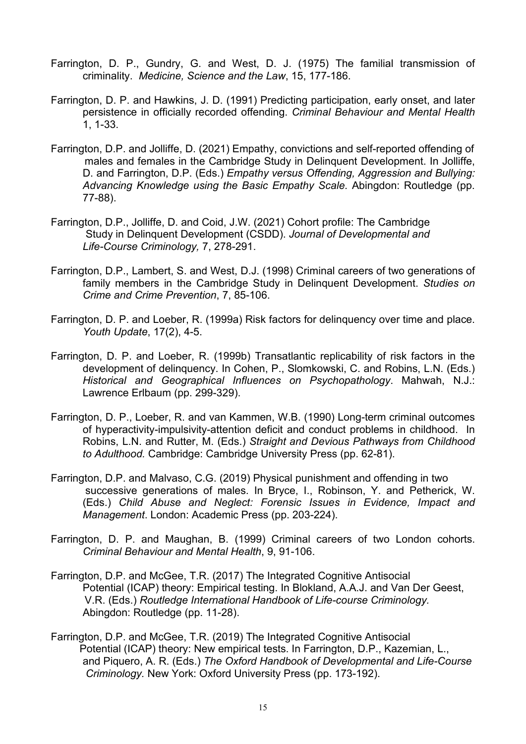Farrington, D. P., Gundry, G. and West, D. J. (1975) The familial transmission of criminality. *Medicine, Science and the Law*, 15, 177-186.

Farrington, D. P. and Hawkins, J. D. (1991) Predicting participation, early onset, and later persistence in officially recorded offending. *Criminal Behaviour and Mental Health* 1, 1-33.

Farrington, D.P. and Jolliffe, D. (2021) Empathy, convictions and self-reported offending of males and females in the Cambridge Study in Delinquent Development. In Jolliffe, D. and Farrington, D.P. (Eds.) *Empathy versus Offending, Aggression and Bullying: Advancing Knowledge using the Basic Empathy Scale.* Abingdon: Routledge (pp. 77-88).

Farrington, D.P., Jolliffe, D. and Coid, J.W. (2021) Cohort profile: The Cambridge Study in Delinquent Development (CSDD). *Journal of Developmental and Life-Course Criminology,* 7, 278-291.

Farrington, D.P., Lambert, S. and West, D.J. (1998) Criminal careers of two generations of family members in the Cambridge Study in Delinquent Development. *Studies on Crime and Crime Prevention*, 7, 85-106.

Farrington, D. P. and Loeber, R. (1999a) Risk factors for delinquency over time and place. *Youth Update*, 17(2), 4-5.

Farrington, D. P. and Loeber, R. (1999b) Transatlantic replicability of risk factors in the development of delinquency. In Cohen, P., Slomkowski, C. and Robins, L.N. (Eds.) *Historical and Geographical Influences on Psychopathology*. Mahwah, N.J.: Lawrence Erlbaum (pp. 299-329).

Farrington, D. P., Loeber, R. and van Kammen, W.B. (1990) Long-term criminal outcomes of hyperactivity-impulsivity-attention deficit and conduct problems in childhood. In Robins, L.N. and Rutter, M. (Eds.) *Straight and Devious Pathways from Childhood to Adulthood.* Cambridge: Cambridge University Press (pp. 62-81).

Farrington, D.P. and Malvaso, C.G. (2019) Physical punishment and offending in two successive generations of males. In Bryce, I., Robinson, Y. and Petherick, W. (Eds.) *Child Abuse and Neglect: Forensic Issues in Evidence, Impact and Management*. London: Academic Press (pp. 203-224).

Farrington, D. P. and Maughan, B. (1999) Criminal careers of two London cohorts. *Criminal Behaviour and Mental Health*, 9, 91-106.

Farrington, D.P. and McGee, T.R. (2017) The Integrated Cognitive Antisocial Potential (ICAP) theory: Empirical testing. In Blokland, A.A.J. and Van Der Geest, V.R. (Eds.) *Routledge International Handbook of Life-course Criminology.* Abingdon: Routledge (pp. 11-28).

Farrington, D.P. and McGee, T.R. (2019) The Integrated Cognitive Antisocial Potential (ICAP) theory: New empirical tests. In Farrington, D.P., Kazemian, L., and Piquero, A. R. (Eds.) *The Oxford Handbook of Developmental and Life-Course Criminology*. New York: Oxford University Press (pp. 173-192).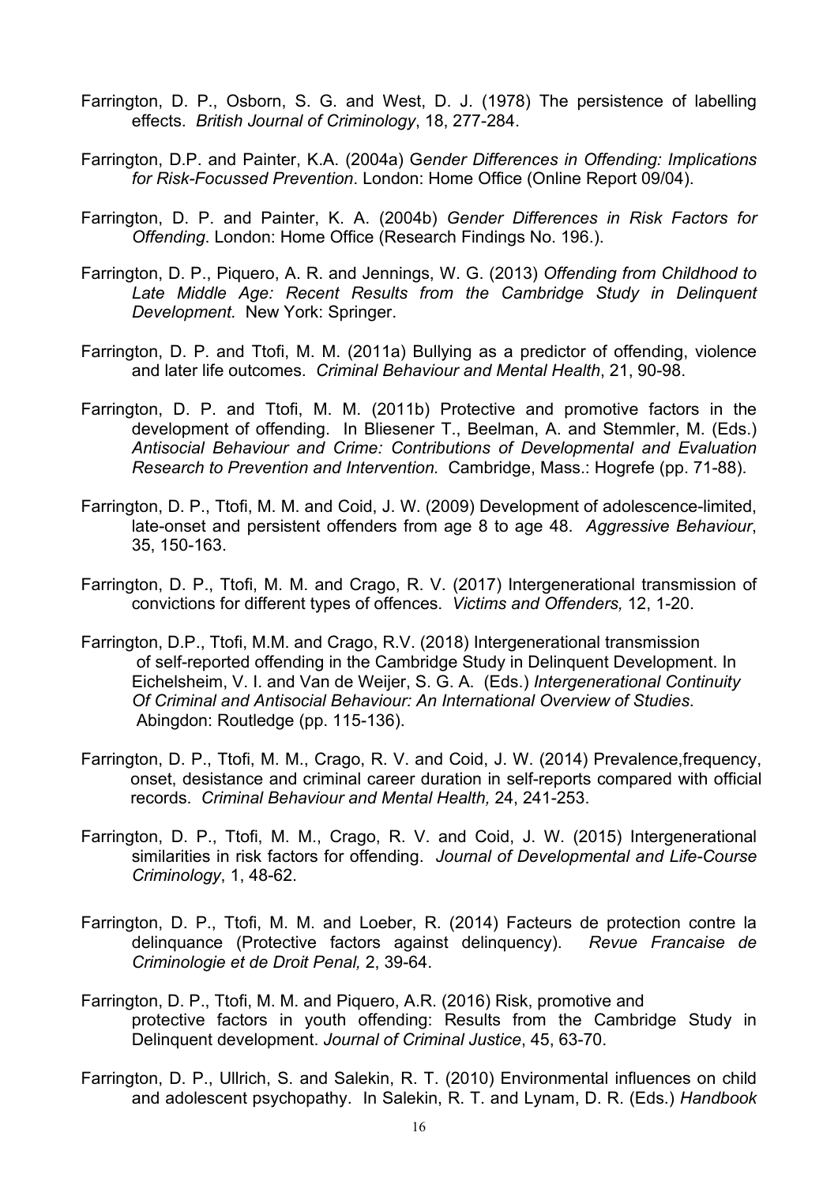Farrington, D. P., Osborn, S. G. and West, D. J. (1978) The persistence of labelling effects. *British Journal of Criminology*, 18, 277-284.

Farrington, D.P. and Painter, K.A. (2004a) G*ender Differences in Offending: Implications for Risk-Focussed Prevention*. London: Home Office (Online Report 09/04).

Farrington, D. P. and Painter, K. A. (2004b) *Gender Differences in Risk Factors for Offending*. London: Home Office (Research Findings No. 196.).

Farrington, D. P., Piquero, A. R. and Jennings, W. G. (2013) *Offending from Childhood to Late Middle Age: Recent Results from the Cambridge Study in Delinquent Development.* New York: Springer.

Farrington, D. P. and Ttofi, M. M. (2011a) Bullying as a predictor of offending, violence and later life outcomes. *Criminal Behaviour and Mental Health*, 21, 90-98.

Farrington, D. P. and Ttofi, M. M. (2011b) Protective and promotive factors in the development of offending. In Bliesener T., Beelman, A. and Stemmler, M. (Eds.) *Antisocial Behaviour and Crime: Contributions of Developmental and Evaluation Research to Prevention and Intervention.* Cambridge, Mass.: Hogrefe (pp. 71-88).

Farrington, D. P., Ttofi, M. M. and Coid, J. W. (2009) Development of adolescence-limited, late-onset and persistent offenders from age 8 to age 48. *Aggressive Behaviour*, 35, 150-163.

Farrington, D. P., Ttofi, M. M. and Crago, R. V. (2017) Intergenerational transmission of convictions for different types of offences. *Victims and Offenders,* 12, 1-20.

Farrington, D.P., Ttofi, M.M. and Crago, R.V. (2018) Intergenerational transmission of self-reported offending in the Cambridge Study in Delinquent Development. In Eichelsheim, V. I. and Van de Weijer, S. G. A. (Eds.) *Intergenerational Continuity Of Criminal and Antisocial Behaviour: An International Overview of Studies*. Abingdon: Routledge (pp. 115-136).

Farrington, D. P., Ttofi, M. M., Crago, R. V. and Coid, J. W. (2014) Prevalence,frequency, onset, desistance and criminal career duration in self-reports compared with official records. *Criminal Behaviour and Mental Health,* 24, 241-253.

Farrington, D. P., Ttofi, M. M., Crago, R. V. and Coid, J. W. (2015) Intergenerational similarities in risk factors for offending. *Journal of Developmental and Life-Course Criminology*, 1, 48-62.

Farrington, D. P., Ttofi, M. M. and Loeber, R. (2014) Facteurs de protection contre la delinquance (Protective factors against delinquency). *Revue Francaise de Criminologie et de Droit Penal,* 2, 39-64.

Farrington, D. P., Ttofi, M. M. and Piquero, A.R. (2016) Risk, promotive and protective factors in youth offending: Results from the Cambridge Study in Delinquent development. *Journal of Criminal Justice*, 45, 63-70.

Farrington, D. P., Ullrich, S. and Salekin, R. T. (2010) Environmental influences on child and adolescent psychopathy. In Salekin, R. T. and Lynam, D. R. (Eds.) *Handbook*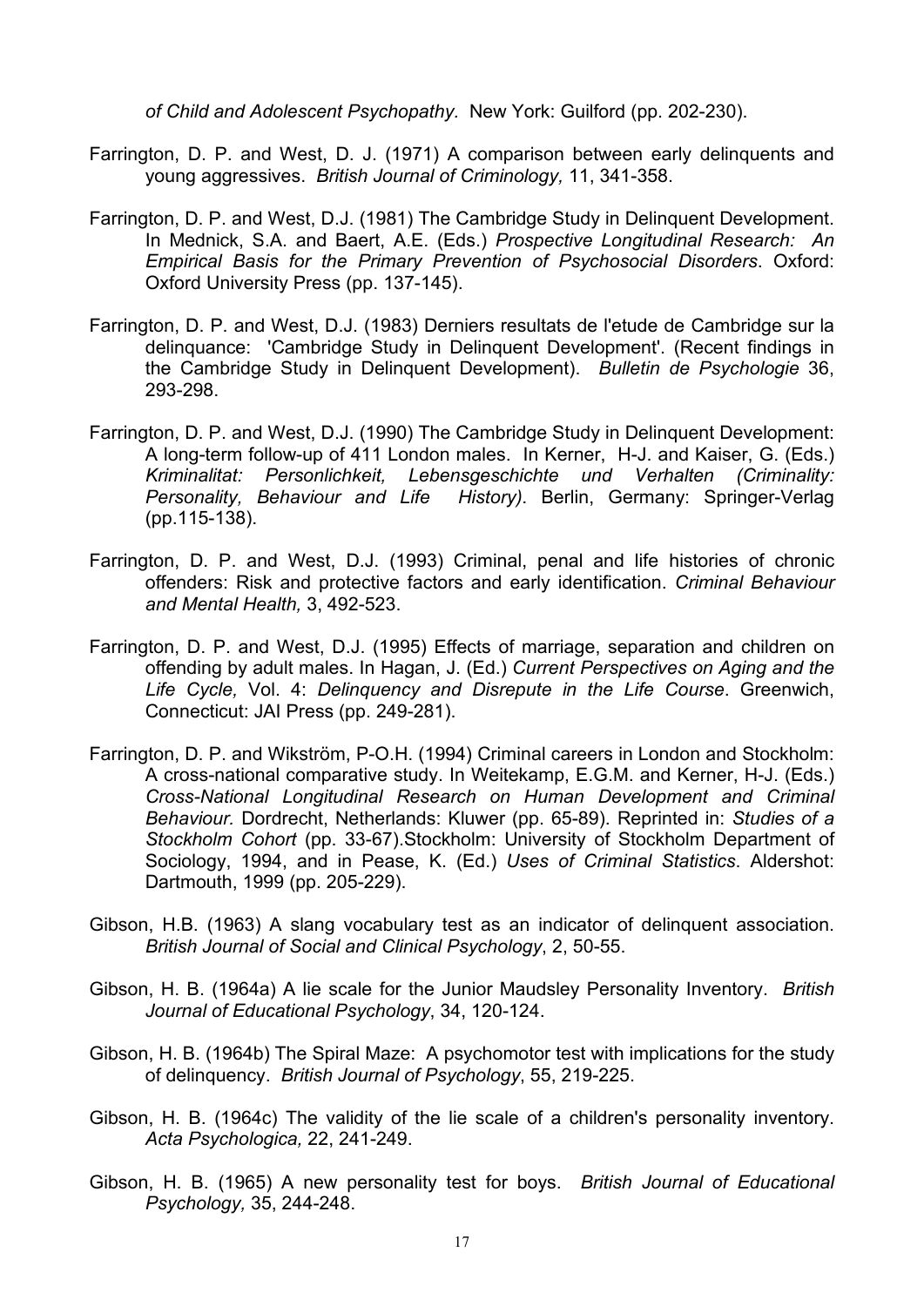*of Child and Adolescent Psychopathy*. New York: Guilford (pp. 202-230).

Farrington, D. P. and West, D. J. (1971) A comparison between early delinquents and young aggressives. *British Journal of Criminology,* 11, 341-358.

Farrington, D. P. and West, D.J. (1981) The Cambridge Study in Delinquent Development. In Mednick, S.A. and Baert, A.E. (Eds.) *Prospective Longitudinal Research: An Empirical Basis for the Primary Prevention of Psychosocial Disorders*. Oxford: Oxford University Press (pp. 137-145).

Farrington, D. P. and West, D.J. (1983) Derniers resultats de l'etude de Cambridge sur la delinquance: 'Cambridge Study in Delinquent Development'. (Recent findings in the Cambridge Study in Delinquent Development). *Bulletin de Psychologie* 36, 293-298.

Farrington, D. P. and West, D.J. (1990) The Cambridge Study in Delinquent Development: A long-term follow-up of 411 London males. In Kerner, H-J. and Kaiser, G. (Eds.) *Kriminalitat: Personlichkeit, Lebensgeschichte und Verhalten (Criminality: Personality, Behaviour and Life History)*. Berlin, Germany: Springer-Verlag (pp.115-138).

Farrington, D. P. and West, D.J. (1993) Criminal, penal and life histories of chronic offenders: Risk and protective factors and early identification. *Criminal Behaviour and Mental Health,* 3, 492-523.

Farrington, D. P. and West, D.J. (1995) Effects of marriage, separation and children on offending by adult males. In Hagan, J. (Ed.) *Current Perspectives on Aging and the Life Cycle,* Vol. 4: *Delinquency and Disrepute in the Life Course*. Greenwich, Connecticut: JAI Press (pp. 249-281).

Farrington, D. P. and Wikström, P-O.H. (1994) Criminal careers in London and Stockholm: A cross-national comparative study. In Weitekamp, E.G.M. and Kerner, H-J. (Eds.) *Cross-National Longitudinal Research on Human Development and Criminal Behaviour.* Dordrecht, Netherlands: Kluwer (pp. 65-89). Reprinted in: *Studies of a Stockholm Cohort* (pp. 33-67).Stockholm: University of Stockholm Department of Sociology, 1994, and in Pease, K. (Ed.) *Uses of Criminal Statistics*. Aldershot: Dartmouth, 1999 (pp. 205-229).

Gibson, H.B. (1963) A slang vocabulary test as an indicator of delinquent association. *British Journal of Social and Clinical Psychology*, 2, 50-55.

Gibson, H. B. (1964a) A lie scale for the Junior Maudsley Personality Inventory. *British Journal of Educational Psychology*, 34, 120-124.

Gibson, H. B. (1964b) The Spiral Maze: A psychomotor test with implications for the study of delinquency. *British Journal of Psychology*, 55, 219-225.

Gibson, H. B. (1964c) The validity of the lie scale of a children's personality inventory. *Acta Psychologica,* 22, 241-249.

Gibson, H. B. (1965) A new personality test for boys. *British Journal of Educational Psychology,* 35, 244-248.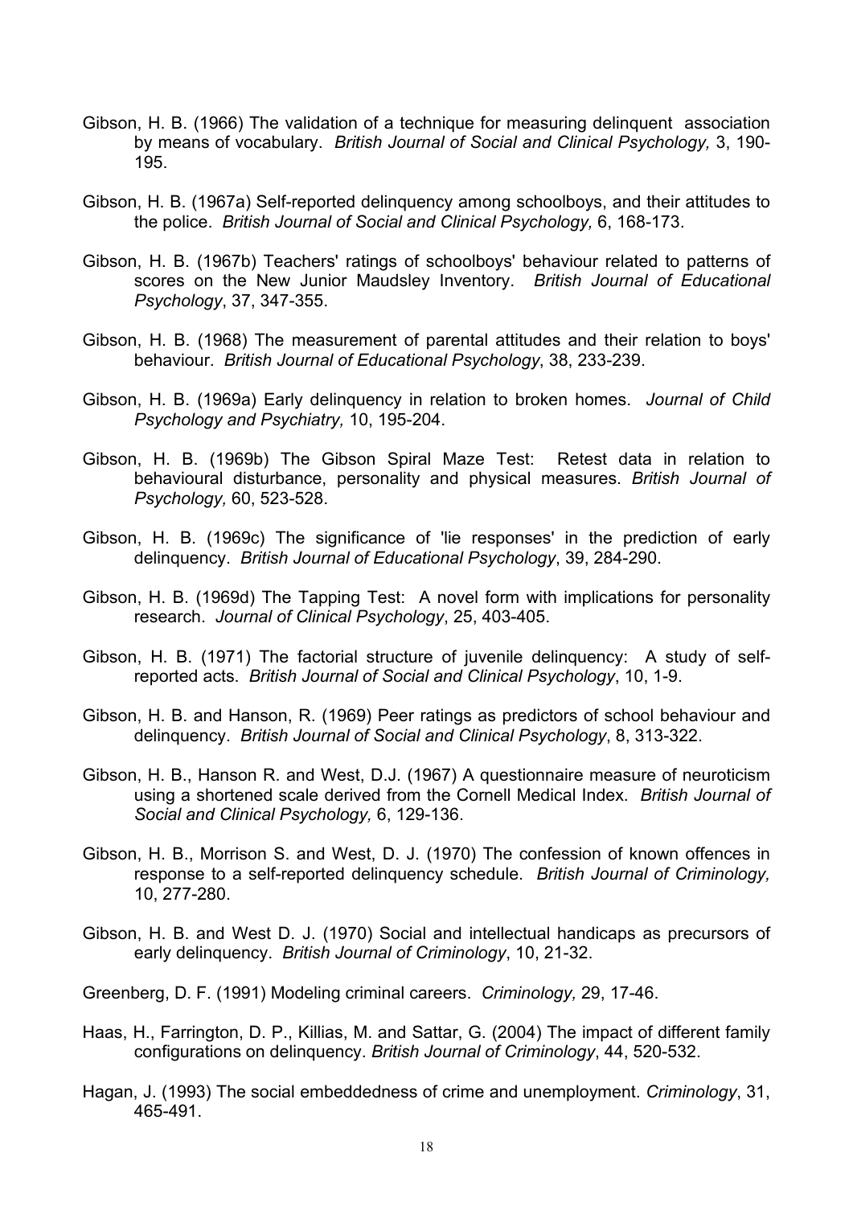Gibson, H. B. (1966) The validation of a technique for measuring delinquent association by means of vocabulary. *British Journal of Social and Clinical Psychology,* 3, 190-195.

Gibson, H. B. (1967a) Self-reported delinquency among schoolboys, and their attitudes to the police. *British Journal of Social and Clinical Psychology,* 6, 168-173.

Gibson, H. B. (1967b) Teachers' ratings of schoolboys' behaviour related to patterns of scores on the New Junior Maudsley Inventory. *British Journal of Educational Psychology*, 37, 347-355.

Gibson, H. B. (1968) The measurement of parental attitudes and their relation to boys' behaviour. *British Journal of Educational Psychology*, 38, 233-239.

Gibson, H. B. (1969a) Early delinquency in relation to broken homes. *Journal of Child Psychology and Psychiatry,* 10, 195-204.

Gibson, H. B. (1969b) The Gibson Spiral Maze Test: Retest data in relation to behavioural disturbance, personality and physical measures. *British Journal of Psychology,* 60, 523-528.

Gibson, H. B. (1969c) The significance of 'lie responses' in the prediction of early delinquency. *British Journal of Educational Psychology*, 39, 284-290.

Gibson, H. B. (1969d) The Tapping Test: A novel form with implications for personality research. *Journal of Clinical Psychology*, 25, 403-405.

Gibson, H. B. (1971) The factorial structure of juvenile delinquency: A study of self-reported acts. *British Journal of Social and Clinical Psychology*, 10, 1-9.

Gibson, H. B. and Hanson, R. (1969) Peer ratings as predictors of school behaviour and delinquency. *British Journal of Social and Clinical Psychology*, 8, 313-322.

Gibson, H. B., Hanson R. and West, D.J. (1967) A questionnaire measure of neuroticism using a shortened scale derived from the Cornell Medical Index. *British Journal of Social and Clinical Psychology,* 6, 129-136.

Gibson, H. B., Morrison S. and West, D. J. (1970) The confession of known offences in response to a self-reported delinquency schedule. *British Journal of Criminology,* 10, 277-280.

Gibson, H. B. and West D. J. (1970) Social and intellectual handicaps as precursors of early delinquency. *British Journal of Criminology*, 10, 21-32.

Greenberg, D. F. (1991) Modeling criminal careers. *Criminology,* 29, 17-46.

Haas, H., Farrington, D. P., Killias, M. and Sattar, G. (2004) The impact of different family configurations on delinquency. *British Journal of Criminology*, 44, 520-532.

Hagan, J. (1993) The social embeddedness of crime and unemployment. *Criminology*, 31, 465-491.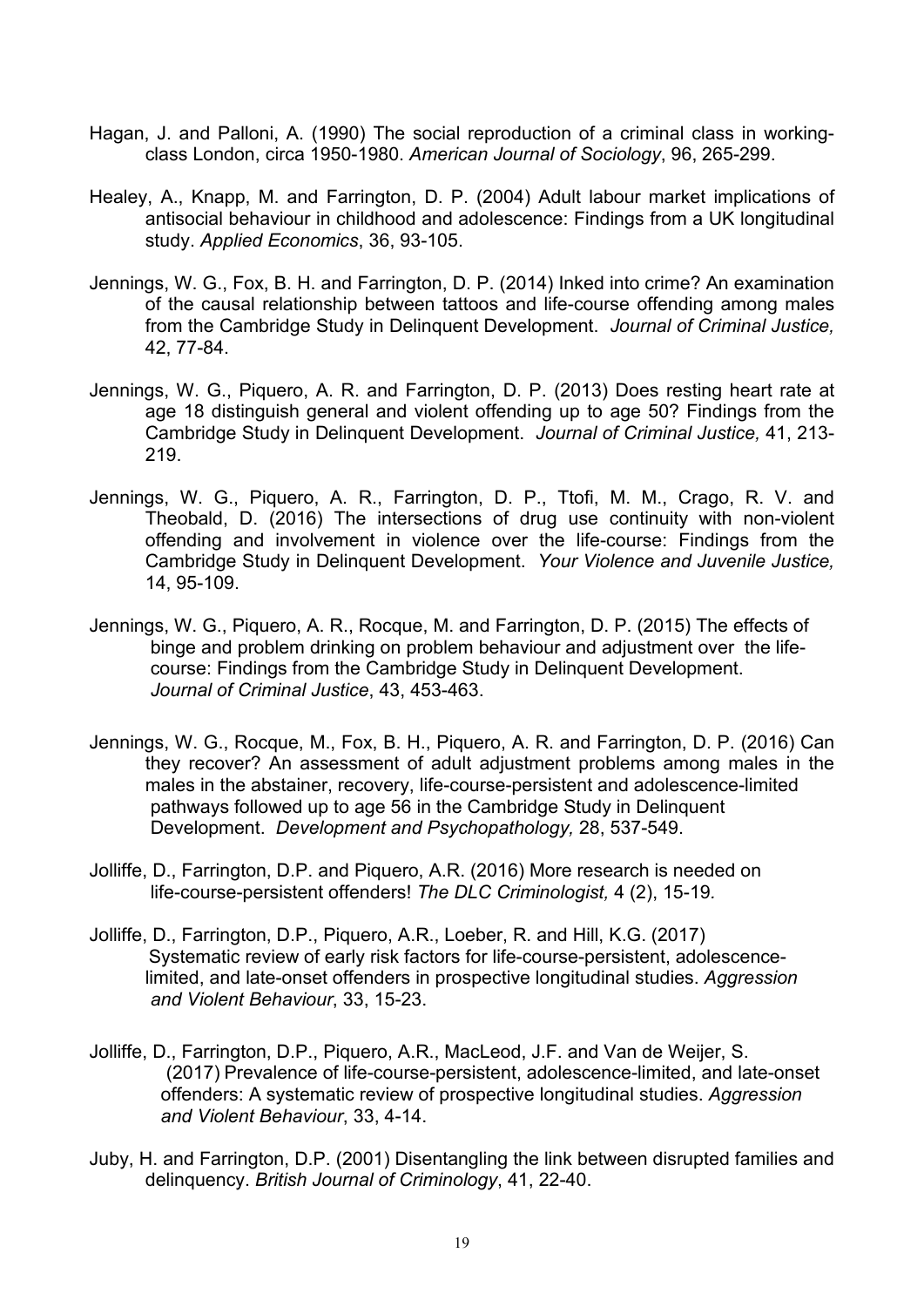Hagan, J. and Palloni, A. (1990) The social reproduction of a criminal class in working-class London, circa 1950-1980. *American Journal of Sociology*, 96, 265-299.

Healey, A., Knapp, M. and Farrington, D. P. (2004) Adult labour market implications of antisocial behaviour in childhood and adolescence: Findings from a UK longitudinal study. *Applied Economics*, 36, 93-105.

Jennings, W. G., Fox, B. H. and Farrington, D. P. (2014) Inked into crime? An examination of the causal relationship between tattoos and life-course offending among males from the Cambridge Study in Delinquent Development. *Journal of Criminal Justice,* 42, 77-84.

Jennings, W. G., Piquero, A. R. and Farrington, D. P. (2013) Does resting heart rate at age 18 distinguish general and violent offending up to age 50? Findings from the Cambridge Study in Delinquent Development. *Journal of Criminal Justice,* 41, 213-219.

Jennings, W. G., Piquero, A. R., Farrington, D. P., Ttofi, M. M., Crago, R. V. and Theobald, D. (2016) The intersections of drug use continuity with non-violent offending and involvement in violence over the life-course: Findings from the Cambridge Study in Delinquent Development. *Your Violence and Juvenile Justice,* 14, 95-109.

Jennings, W. G., Piquero, A. R., Rocque, M. and Farrington, D. P. (2015) The effects of binge and problem drinking on problem behaviour and adjustment over the life-course: Findings from the Cambridge Study in Delinquent Development. *Journal of Criminal Justice*, 43, 453-463.

Jennings, W. G., Rocque, M., Fox, B. H., Piquero, A. R. and Farrington, D. P. (2016) Can they recover? An assessment of adult adjustment problems among males in the males in the abstainer, recovery, life-course-persistent and adolescence-limited pathways followed up to age 56 in the Cambridge Study in Delinquent Development. *Development and Psychopathology,* 28, 537-549.

Jolliffe, D., Farrington, D.P. and Piquero, A.R. (2016) More research is needed on life-course-persistent offenders! *The DLC Criminologist,* 4 (2), 15-19.

Jolliffe, D., Farrington, D.P., Piquero, A.R., Loeber, R. and Hill, K.G. (2017) Systematic review of early risk factors for life-course-persistent, adolescence-limited, and late-onset offenders in prospective longitudinal studies. *Aggression and Violent Behaviour*, 33, 15-23.

Jolliffe, D., Farrington, D.P., Piquero, A.R., MacLeod, J.F. and Van de Weijer, S. (2017) Prevalence of life-course-persistent, adolescence-limited, and late-onset offenders: A systematic review of prospective longitudinal studies. *Aggression and Violent Behaviour*, 33, 4-14.

Juby, H. and Farrington, D.P. (2001) Disentangling the link between disrupted families and delinquency. *British Journal of Criminology*, 41, 22-40.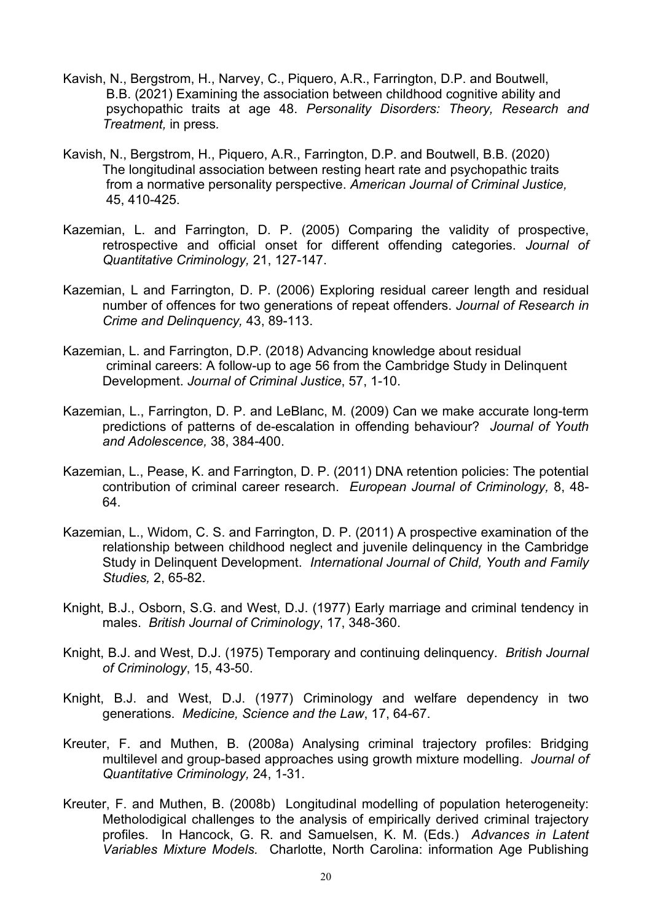Kavish, N., Bergstrom, H., Narvey, C., Piquero, A.R., Farrington, D.P. and Boutwell, B.B. (2021) Examining the association between childhood cognitive ability and psychopathic traits at age 48. *Personality Disorders: Theory, Research and Treatment,* in press*.*

Kavish, N., Bergstrom, H., Piquero, A.R., Farrington, D.P. and Boutwell, B.B. (2020) The longitudinal association between resting heart rate and psychopathic traits from a normative personality perspective. *American Journal of Criminal Justice,* 45, 410-425.

Kazemian, L. and Farrington, D. P. (2005) Comparing the validity of prospective, retrospective and official onset for different offending categories. *Journal of Quantitative Criminology,* 21, 127-147.

Kazemian, L and Farrington, D. P. (2006) Exploring residual career length and residual number of offences for two generations of repeat offenders. *Journal of Research in Crime and Delinquency,* 43, 89-113.

Kazemian, L. and Farrington, D.P. (2018) Advancing knowledge about residual criminal careers: A follow-up to age 56 from the Cambridge Study in Delinquent Development. *Journal of Criminal Justice*, 57, 1-10.

Kazemian, L., Farrington, D. P. and LeBlanc, M. (2009) Can we make accurate long-term predictions of patterns of de-escalation in offending behaviour? *Journal of Youth and Adolescence,* 38, 384-400.

Kazemian, L., Pease, K. and Farrington, D. P. (2011) DNA retention policies: The potential contribution of criminal career research. *European Journal of Criminology,* 8, 48-64.

Kazemian, L., Widom, C. S. and Farrington, D. P. (2011) A prospective examination of the relationship between childhood neglect and juvenile delinquency in the Cambridge Study in Delinquent Development. *International Journal of Child, Youth and Family Studies,* 2, 65-82.

Knight, B.J., Osborn, S.G. and West, D.J. (1977) Early marriage and criminal tendency in males. *British Journal of Criminology*, 17, 348-360.

Knight, B.J. and West, D.J. (1975) Temporary and continuing delinquency. *British Journal of Criminology*, 15, 43-50.

Knight, B.J. and West, D.J. (1977) Criminology and welfare dependency in two generations. *Medicine, Science and the Law*, 17, 64-67.

Kreuter, F. and Muthen, B. (2008a) Analysing criminal trajectory profiles: Bridging multilevel and group-based approaches using growth mixture modelling. *Journal of Quantitative Criminology,* 24, 1-31.

Kreuter, F. and Muthen, B. (2008b) Longitudinal modelling of population heterogeneity: Metholodigical challenges to the analysis of empirically derived criminal trajectory profiles. In Hancock, G. R. and Samuelsen, K. M. (Eds.) *Advances in Latent Variables Mixture Models.* Charlotte, North Carolina: information Age Publishing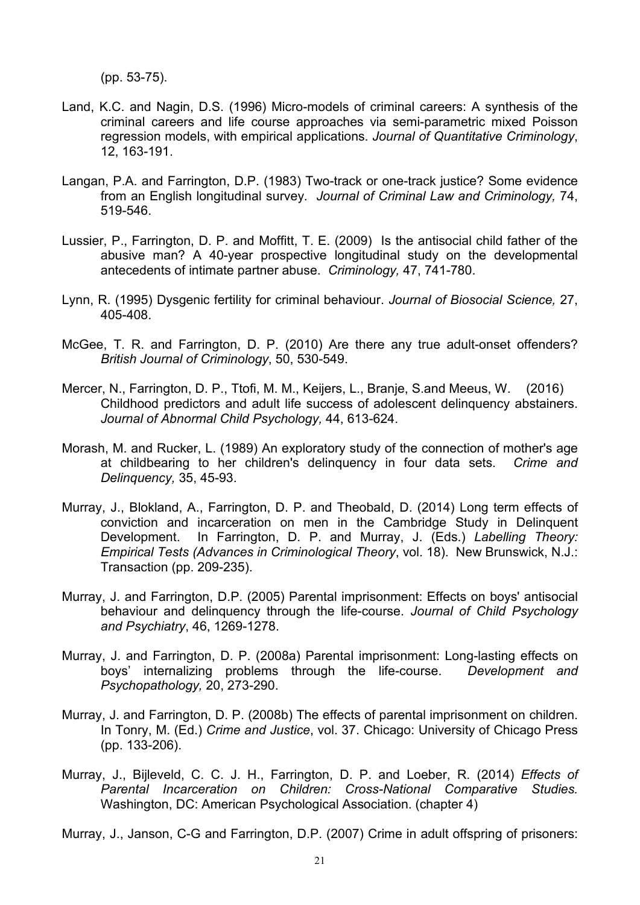(pp. 53-75).

Land, K.C. and Nagin, D.S. (1996) Micro-models of criminal careers: A synthesis of the criminal careers and life course approaches via semi-parametric mixed Poisson regression models, with empirical applications. *Journal of Quantitative Criminology*, 12, 163-191.

Langan, P.A. and Farrington, D.P. (1983) Two-track or one-track justice? Some evidence from an English longitudinal survey. *Journal of Criminal Law and Criminology,* 74, 519-546.

Lussier, P., Farrington, D. P. and Moffitt, T. E. (2009) Is the antisocial child father of the abusive man? A 40-year prospective longitudinal study on the developmental antecedents of intimate partner abuse. *Criminology,* 47, 741-780.

Lynn, R. (1995) Dysgenic fertility for criminal behaviour. *Journal of Biosocial Science,* 27, 405-408.

McGee, T. R. and Farrington, D. P. (2010) Are there any true adult-onset offenders? *British Journal of Criminology*, 50, 530-549.

Mercer, N., Farrington, D. P., Ttofi, M. M., Keijers, L., Branje, S.and Meeus, W. (2016) Childhood predictors and adult life success of adolescent delinquency abstainers. *Journal of Abnormal Child Psychology,* 44, 613-624.

Morash, M. and Rucker, L. (1989) An exploratory study of the connection of mother's age at childbearing to her children's delinquency in four data sets. *Crime and Delinquency,* 35, 45-93.

Murray, J., Blokland, A., Farrington, D. P. and Theobald, D. (2014) Long term effects of conviction and incarceration on men in the Cambridge Study in Delinquent Development. In Farrington, D. P. and Murray, J. (Eds.) *Labelling Theory: Empirical Tests (Advances in Criminological Theory*, vol. 18). New Brunswick, N.J.: Transaction (pp. 209-235).

Murray, J. and Farrington, D.P. (2005) Parental imprisonment: Effects on boys' antisocial behaviour and delinquency through the life-course. *Journal of Child Psychology and Psychiatry*, 46, 1269-1278.

Murray, J. and Farrington, D. P. (2008a) Parental imprisonment: Long-lasting effects on boys' internalizing problems through the life-course. *Development and Psychopathology,* 20, 273-290.

Murray, J. and Farrington, D. P. (2008b) The effects of parental imprisonment on children. In Tonry, M. (Ed.) *Crime and Justice*, vol. 37. Chicago: University of Chicago Press (pp. 133-206).

Murray, J., Bijleveld, C. C. J. H., Farrington, D. P. and Loeber, R. (2014) *Effects of Parental Incarceration on Children: Cross-National Comparative Studies.* Washington, DC: American Psychological Association. (chapter 4)

Murray, J., Janson, C-G and Farrington, D.P. (2007) Crime in adult offspring of prisoners: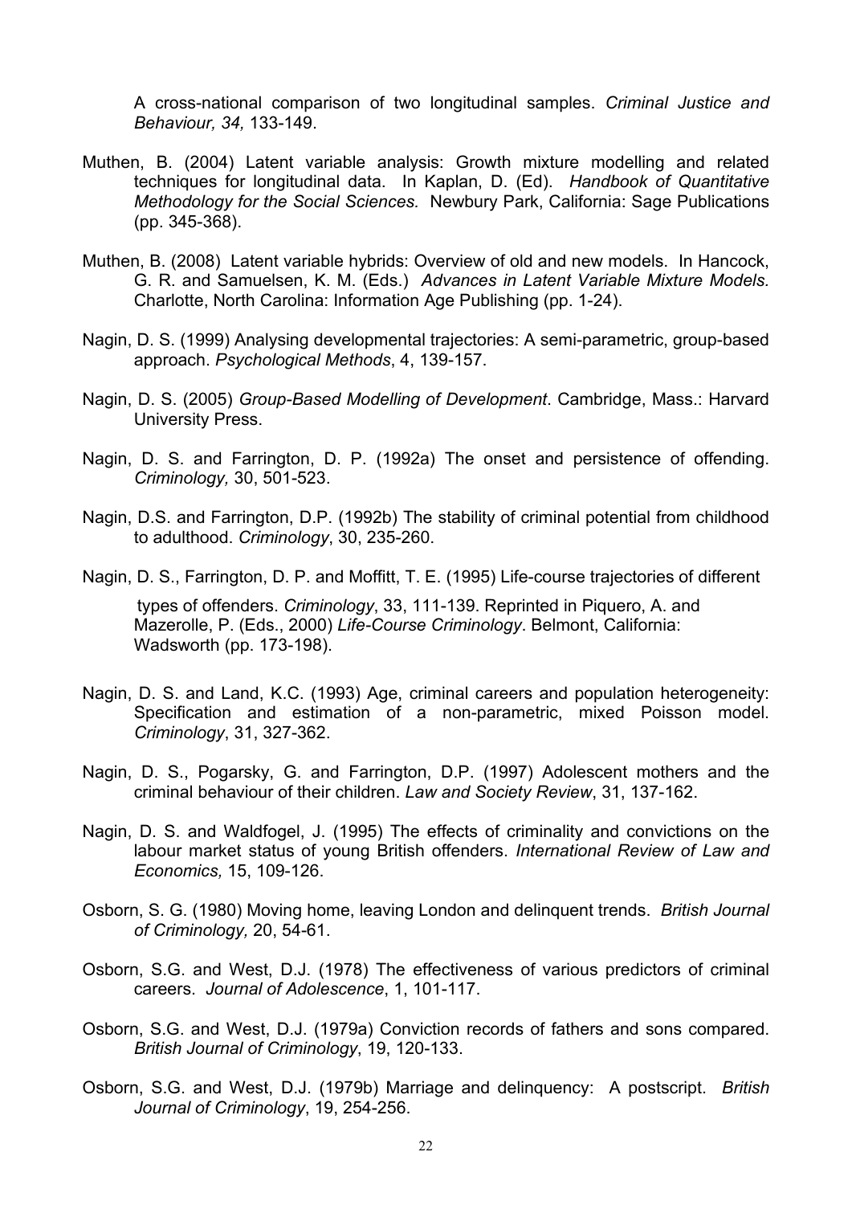A cross-national comparison of two longitudinal samples. *Criminal Justice and Behaviour, 34,* 133-149.

Muthen, B. (2004) Latent variable analysis: Growth mixture modelling and related techniques for longitudinal data. In Kaplan, D. (Ed). *Handbook of Quantitative Methodology for the Social Sciences.* Newbury Park, California: Sage Publications (pp. 345-368).

Muthen, B. (2008) Latent variable hybrids: Overview of old and new models. In Hancock, G. R. and Samuelsen, K. M. (Eds.) *Advances in Latent Variable Mixture Models.* Charlotte, North Carolina: Information Age Publishing (pp. 1-24).

Nagin, D. S. (1999) Analysing developmental trajectories: A semi-parametric, group-based approach. *Psychological Methods*, 4, 139-157.

Nagin, D. S. (2005) *Group-Based Modelling of Development*. Cambridge, Mass.: Harvard University Press.

Nagin, D. S. and Farrington, D. P. (1992a) The onset and persistence of offending. *Criminology,* 30, 501-523.

Nagin, D.S. and Farrington, D.P. (1992b) The stability of criminal potential from childhood to adulthood. *Criminology*, 30, 235-260.

Nagin, D. S., Farrington, D. P. and Moffitt, T. E. (1995) Life-course trajectories of different types of offenders. *Criminology*, 33, 111-139. Reprinted in Piquero, A. and Mazerolle, P. (Eds., 2000) *Life-Course Criminology*. Belmont, California: Wadsworth (pp. 173-198).

Nagin, D. S. and Land, K.C. (1993) Age, criminal careers and population heterogeneity: Specification and estimation of a non-parametric, mixed Poisson model. *Criminology*, 31, 327-362.

Nagin, D. S., Pogarsky, G. and Farrington, D.P. (1997) Adolescent mothers and the criminal behaviour of their children. *Law and Society Review*, 31, 137-162.

Nagin, D. S. and Waldfogel, J. (1995) The effects of criminality and convictions on the labour market status of young British offenders. *International Review of Law and Economics,* 15, 109-126.

Osborn, S. G. (1980) Moving home, leaving London and delinquent trends. *British Journal of Criminology,* 20, 54-61.

Osborn, S.G. and West, D.J. (1978) The effectiveness of various predictors of criminal careers. *Journal of Adolescence*, 1, 101-117.

Osborn, S.G. and West, D.J. (1979a) Conviction records of fathers and sons compared. *British Journal of Criminology*, 19, 120-133.

Osborn, S.G. and West, D.J. (1979b) Marriage and delinquency: A postscript. *British Journal of Criminology*, 19, 254-256.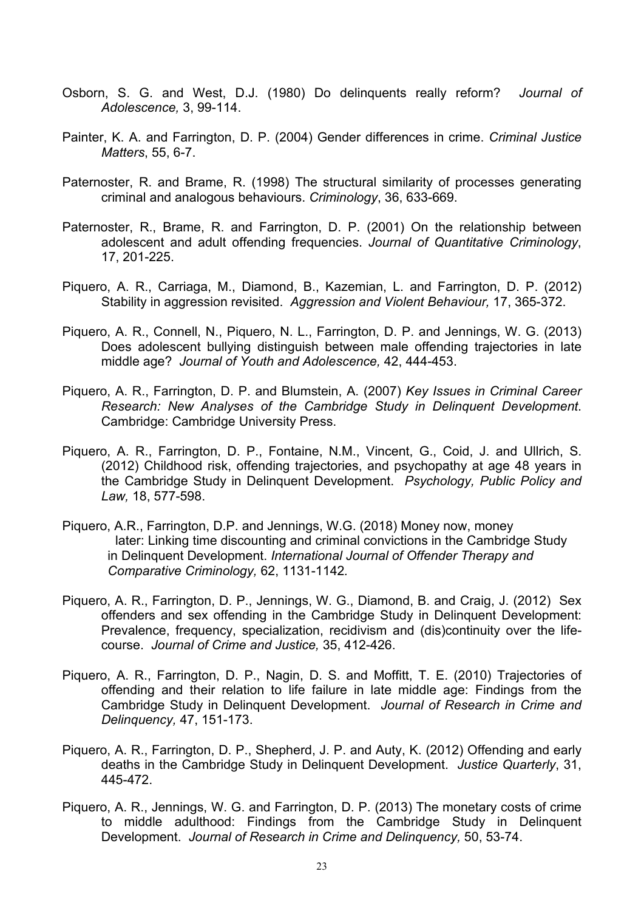Osborn, S. G. and West, D.J. (1980) Do delinquents really reform? *Journal of Adolescence,* 3, 99-114.

Painter, K. A. and Farrington, D. P. (2004) Gender differences in crime. *Criminal Justice Matters*, 55, 6-7.

Paternoster, R. and Brame, R. (1998) The structural similarity of processes generating criminal and analogous behaviours. *Criminology*, 36, 633-669.

Paternoster, R., Brame, R. and Farrington, D. P. (2001) On the relationship between adolescent and adult offending frequencies. *Journal of Quantitative Criminology*, 17, 201-225.

Piquero, A. R., Carriaga, M., Diamond, B., Kazemian, L. and Farrington, D. P. (2012) Stability in aggression revisited. *Aggression and Violent Behaviour,* 17, 365-372.

Piquero, A. R., Connell, N., Piquero, N. L., Farrington, D. P. and Jennings, W. G. (2013) Does adolescent bullying distinguish between male offending trajectories in late middle age? *Journal of Youth and Adolescence,* 42, 444-453.

Piquero, A. R., Farrington, D. P. and Blumstein, A. (2007) *Key Issues in Criminal Career Research: New Analyses of the Cambridge Study in Delinquent Development*. Cambridge: Cambridge University Press.

Piquero, A. R., Farrington, D. P., Fontaine, N.M., Vincent, G., Coid, J. and Ullrich, S. (2012) Childhood risk, offending trajectories, and psychopathy at age 48 years in the Cambridge Study in Delinquent Development. *Psychology, Public Policy and Law,* 18, 577-598.

Piquero, A.R., Farrington, D.P. and Jennings, W.G. (2018) Money now, money later: Linking time discounting and criminal convictions in the Cambridge Study in Delinquent Development. *International Journal of Offender Therapy and Comparative Criminology,* 62, 1131-1142.

Piquero, A. R., Farrington, D. P., Jennings, W. G., Diamond, B. and Craig, J. (2012) Sex offenders and sex offending in the Cambridge Study in Delinquent Development: Prevalence, frequency, specialization, recidivism and (dis)continuity over the life-course. *Journal of Crime and Justice,* 35, 412-426.

Piquero, A. R., Farrington, D. P., Nagin, D. S. and Moffitt, T. E. (2010) Trajectories of offending and their relation to life failure in late middle age: Findings from the Cambridge Study in Delinquent Development. *Journal of Research in Crime and Delinquency,* 47, 151-173.

Piquero, A. R., Farrington, D. P., Shepherd, J. P. and Auty, K. (2012) Offending and early deaths in the Cambridge Study in Delinquent Development. *Justice Quarterly*, 31, 445-472.

Piquero, A. R., Jennings, W. G. and Farrington, D. P. (2013) The monetary costs of crime to middle adulthood: Findings from the Cambridge Study in Delinquent Development. *Journal of Research in Crime and Delinquency,* 50, 53-74.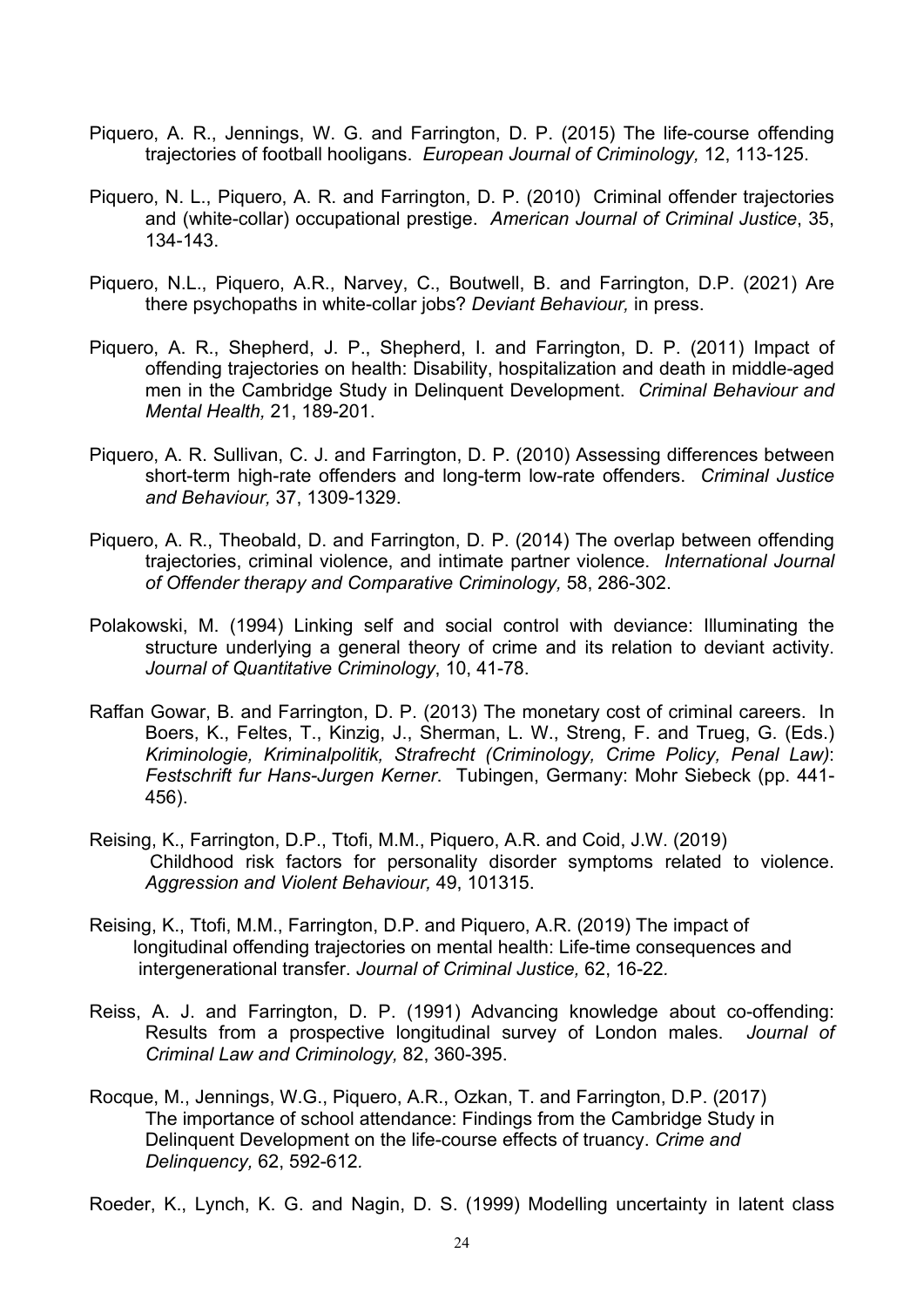Piquero, A. R., Jennings, W. G. and Farrington, D. P. (2015) The life-course offending trajectories of football hooligans. *European Journal of Criminology,* 12, 113-125.

Piquero, N. L., Piquero, A. R. and Farrington, D. P. (2010) Criminal offender trajectories and (white-collar) occupational prestige. *American Journal of Criminal Justice*, 35, 134-143.

Piquero, N.L., Piquero, A.R., Narvey, C., Boutwell, B. and Farrington, D.P. (2021) Are there psychopaths in white-collar jobs? *Deviant Behaviour,* in press.

Piquero, A. R., Shepherd, J. P., Shepherd, I. and Farrington, D. P. (2011) Impact of offending trajectories on health: Disability, hospitalization and death in middle-aged men in the Cambridge Study in Delinquent Development. *Criminal Behaviour and Mental Health,* 21, 189-201.

Piquero, A. R. Sullivan, C. J. and Farrington, D. P. (2010) Assessing differences between short-term high-rate offenders and long-term low-rate offenders. *Criminal Justice and Behaviour,* 37, 1309-1329.

Piquero, A. R., Theobald, D. and Farrington, D. P. (2014) The overlap between offending trajectories, criminal violence, and intimate partner violence. *International Journal of Offender therapy and Comparative Criminology,* 58, 286-302.

Polakowski, M. (1994) Linking self and social control with deviance: Illuminating the structure underlying a general theory of crime and its relation to deviant activity. *Journal of Quantitative Criminology*, 10, 41-78.

Raffan Gowar, B. and Farrington, D. P. (2013) The monetary cost of criminal careers. In Boers, K., Feltes, T., Kinzig, J., Sherman, L. W., Streng, F. and Trueg, G. (Eds.) *Kriminologie, Kriminalpolitik, Strafrecht (Criminology, Crime Policy, Penal Law)*: *Festschrift fur Hans-Jurgen Kerner*. Tubingen, Germany: Mohr Siebeck (pp. 441-456).

Reising, K., Farrington, D.P., Ttofi, M.M., Piquero, A.R. and Coid, J.W. (2019) Childhood risk factors for personality disorder symptoms related to violence. *Aggression and Violent Behaviour,* 49, 101315.

Reising, K., Ttofi, M.M., Farrington, D.P. and Piquero, A.R. (2019) The impact of longitudinal offending trajectories on mental health: Life-time consequences and intergenerational transfer. *Journal of Criminal Justice,* 62, 16-22.

Reiss, A. J. and Farrington, D. P. (1991) Advancing knowledge about co-offending: Results from a prospective longitudinal survey of London males. *Journal of Criminal Law and Criminology,* 82, 360-395.

Rocque, M., Jennings, W.G., Piquero, A.R., Ozkan, T. and Farrington, D.P. (2017) The importance of school attendance: Findings from the Cambridge Study in Delinquent Development on the life-course effects of truancy. *Crime and Delinquency,* 62, 592-612.

Roeder, K., Lynch, K. G. and Nagin, D. S. (1999) Modelling uncertainty in latent class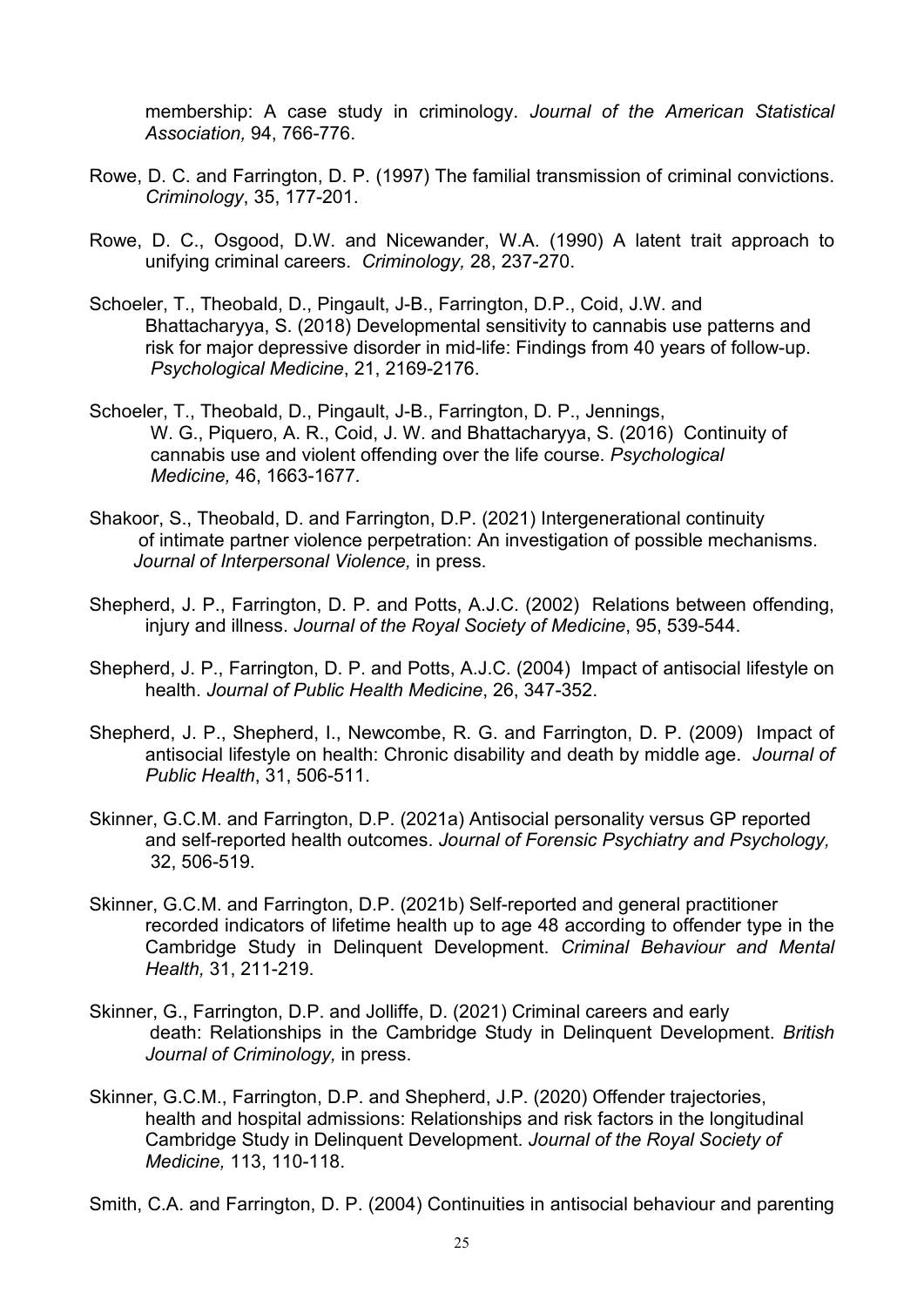membership: A case study in criminology. *Journal of the American Statistical Association,* 94, 766-776.

Rowe, D. C. and Farrington, D. P. (1997) The familial transmission of criminal convictions. *Criminology*, 35, 177-201.

Rowe, D. C., Osgood, D.W. and Nicewander, W.A. (1990) A latent trait approach to unifying criminal careers. *Criminology,* 28, 237-270.

Schoeler, T., Theobald, D., Pingault, J-B., Farrington, D.P., Coid, J.W. and Bhattacharyya, S. (2018) Developmental sensitivity to cannabis use patterns and risk for major depressive disorder in mid-life: Findings from 40 years of follow-up. *Psychological Medicine*, 21, 2169-2176.

Schoeler, T., Theobald, D., Pingault, J-B., Farrington, D. P., Jennings, W. G., Piquero, A. R., Coid, J. W. and Bhattacharyya, S. (2016) Continuity of cannabis use and violent offending over the life course. *Psychological Medicine,* 46, 1663-1677*.*

Shakoor, S., Theobald, D. and Farrington, D.P. (2021) Intergenerational continuity of intimate partner violence perpetration: An investigation of possible mechanisms. *Journal of Interpersonal Violence,* in press.

Shepherd, J. P., Farrington, D. P. and Potts, A.J.C. (2002) Relations between offending, injury and illness. *Journal of the Royal Society of Medicine*, 95, 539-544.

Shepherd, J. P., Farrington, D. P. and Potts, A.J.C. (2004) Impact of antisocial lifestyle on health. *Journal of Public Health Medicine*, 26, 347-352.

Shepherd, J. P., Shepherd, I., Newcombe, R. G. and Farrington, D. P. (2009) Impact of antisocial lifestyle on health: Chronic disability and death by middle age. *Journal of Public Health*, 31, 506-511.

Skinner, G.C.M. and Farrington, D.P. (2021a) Antisocial personality versus GP reported and self-reported health outcomes. *Journal of Forensic Psychiatry and Psychology,* 32, 506-519.

Skinner, G.C.M. and Farrington, D.P. (2021b) Self-reported and general practitioner recorded indicators of lifetime health up to age 48 according to offender type in the Cambridge Study in Delinquent Development. *Criminal Behaviour and Mental Health,* 31, 211-219.

Skinner, G., Farrington, D.P. and Jolliffe, D. (2021) Criminal careers and early death: Relationships in the Cambridge Study in Delinquent Development. *British Journal of Criminology,* in press.

Skinner, G.C.M., Farrington, D.P. and Shepherd, J.P. (2020) Offender trajectories, health and hospital admissions: Relationships and risk factors in the longitudinal Cambridge Study in Delinquent Development. *Journal of the Royal Society of Medicine,* 113, 110-118.

Smith, C.A. and Farrington, D. P. (2004) Continuities in antisocial behaviour and parenting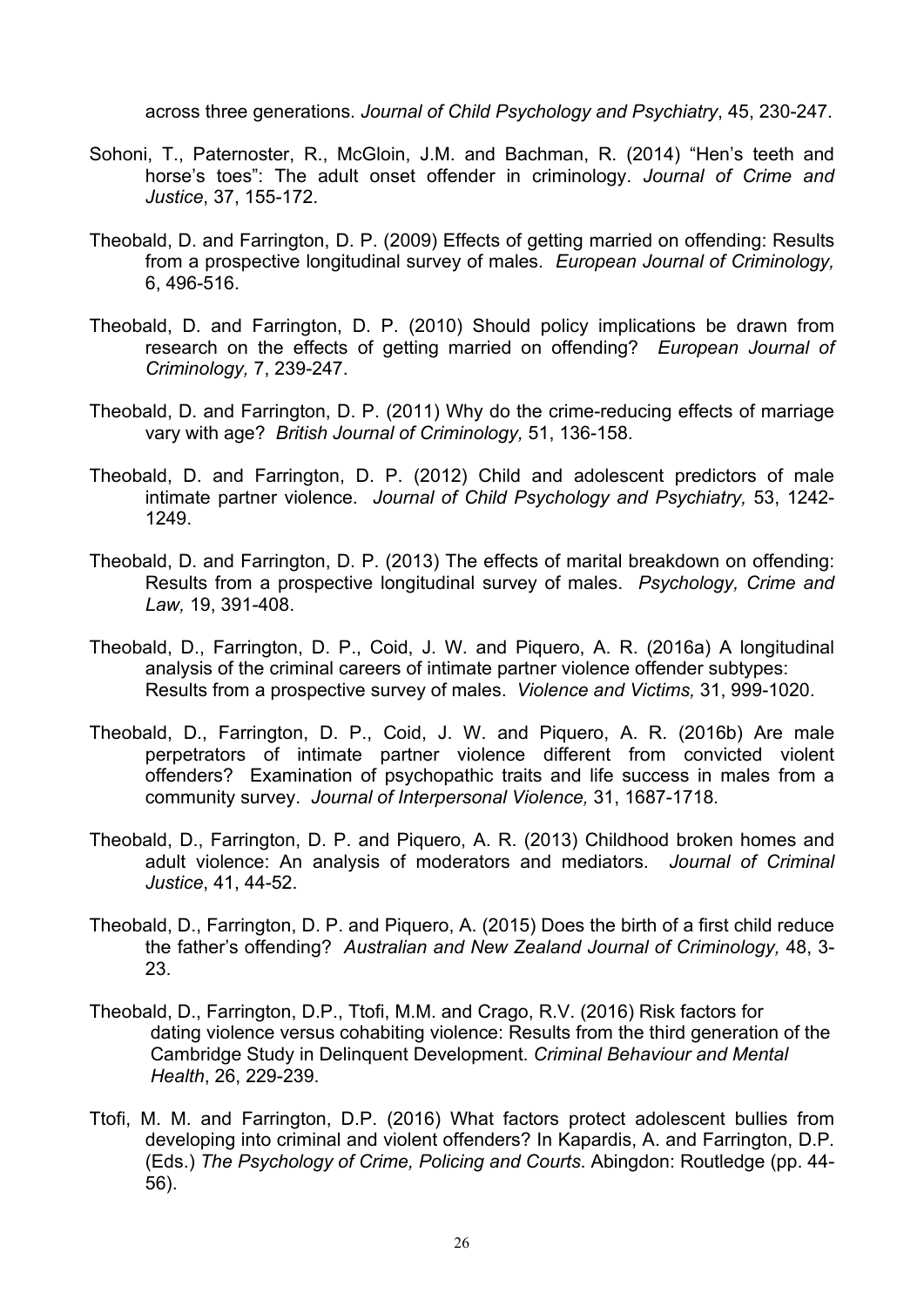across three generations. *Journal of Child Psychology and Psychiatry*, 45, 230-247.

Sohoni, T., Paternoster, R., McGloin, J.M. and Bachman, R. (2014) "Hen's teeth and horse's toes": The adult onset offender in criminology. *Journal of Crime and Justice*, 37, 155-172.

Theobald, D. and Farrington, D. P. (2009) Effects of getting married on offending: Results from a prospective longitudinal survey of males. *European Journal of Criminology,* 6, 496-516.

Theobald, D. and Farrington, D. P. (2010) Should policy implications be drawn from research on the effects of getting married on offending? *European Journal of Criminology,* 7, 239-247.

Theobald, D. and Farrington, D. P. (2011) Why do the crime-reducing effects of marriage vary with age? *British Journal of Criminology,* 51, 136-158.

Theobald, D. and Farrington, D. P. (2012) Child and adolescent predictors of male intimate partner violence. *Journal of Child Psychology and Psychiatry,* 53, 1242-1249.

Theobald, D. and Farrington, D. P. (2013) The effects of marital breakdown on offending: Results from a prospective longitudinal survey of males. *Psychology, Crime and Law,* 19, 391-408.

Theobald, D., Farrington, D. P., Coid, J. W. and Piquero, A. R. (2016a) A longitudinal analysis of the criminal careers of intimate partner violence offender subtypes: Results from a prospective survey of males. *Violence and Victims,* 31, 999-1020.

Theobald, D., Farrington, D. P., Coid, J. W. and Piquero, A. R. (2016b) Are male perpetrators of intimate partner violence different from convicted violent offenders? Examination of psychopathic traits and life success in males from a community survey. *Journal of Interpersonal Violence,* 31, 1687-1718.

Theobald, D., Farrington, D. P. and Piquero, A. R. (2013) Childhood broken homes and adult violence: An analysis of moderators and mediators. *Journal of Criminal Justice*, 41, 44-52.

Theobald, D., Farrington, D. P. and Piquero, A. (2015) Does the birth of a first child reduce the father's offending? *Australian and New Zealand Journal of Criminology,* 48, 3-23.

Theobald, D., Farrington, D.P., Ttofi, M.M. and Crago, R.V. (2016) Risk factors for dating violence versus cohabiting violence: Results from the third generation of the Cambridge Study in Delinquent Development. *Criminal Behaviour and Mental Health*, 26, 229-239.

Ttofi, M. M. and Farrington, D.P. (2016) What factors protect adolescent bullies from developing into criminal and violent offenders? In Kapardis, A. and Farrington, D.P. (Eds.) *The Psychology of Crime, Policing and Courts*. Abingdon: Routledge (pp. 44-56).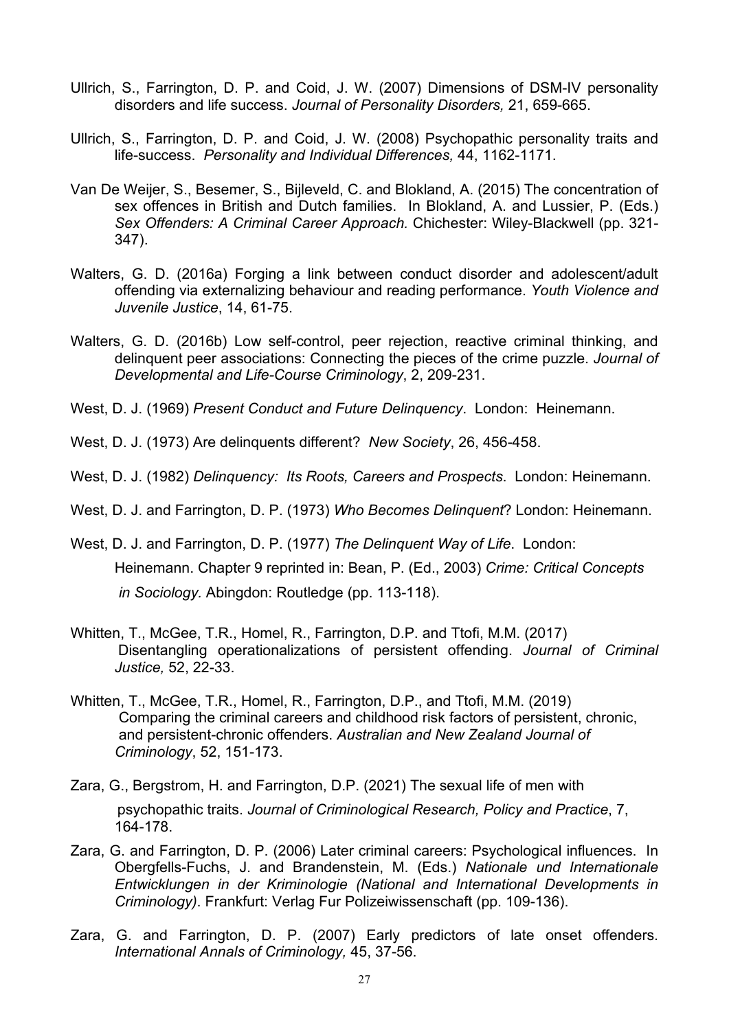Ullrich, S., Farrington, D. P. and Coid, J. W. (2007) Dimensions of DSM-IV personality disorders and life success. *Journal of Personality Disorders,* 21, 659-665.

Ullrich, S., Farrington, D. P. and Coid, J. W. (2008) Psychopathic personality traits and life-success. *Personality and Individual Differences,* 44, 1162-1171.

Van De Weijer, S., Besemer, S., Bijleveld, C. and Blokland, A. (2015) The concentration of sex offences in British and Dutch families. In Blokland, A. and Lussier, P. (Eds.) *Sex Offenders: A Criminal Career Approach.* Chichester: Wiley-Blackwell (pp. 321-347).

Walters, G. D. (2016a) Forging a link between conduct disorder and adolescent/adult offending via externalizing behaviour and reading performance. *Youth Violence and Juvenile Justice*, 14, 61-75.

Walters, G. D. (2016b) Low self-control, peer rejection, reactive criminal thinking, and delinquent peer associations: Connecting the pieces of the crime puzzle. *Journal of Developmental and Life-Course Criminology*, 2, 209-231.

West, D. J. (1969) *Present Conduct and Future Delinquency*. London: Heinemann.

West, D. J. (1973) Are delinquents different? *New Society*, 26, 456-458.

West, D. J. (1982) *Delinquency: Its Roots, Careers and Prospects*. London: Heinemann.

West, D. J. and Farrington, D. P. (1973) *Who Becomes Delinquent*? London: Heinemann.

West, D. J. and Farrington, D. P. (1977) *The Delinquent Way of Life*. London: Heinemann. Chapter 9 reprinted in: Bean, P. (Ed., 2003) *Crime: Critical Concepts in Sociology.* Abingdon: Routledge (pp. 113-118).

Whitten, T., McGee, T.R., Homel, R., Farrington, D.P. and Ttofi, M.M. (2017) Disentangling operationalizations of persistent offending. *Journal of Criminal Justice,* 52, 22-33.

Whitten, T., McGee, T.R., Homel, R., Farrington, D.P., and Ttofi, M.M. (2019) Comparing the criminal careers and childhood risk factors of persistent, chronic, and persistent-chronic offenders. *Australian and New Zealand Journal of Criminology*, 52, 151-173.

Zara, G., Bergstrom, H. and Farrington, D.P. (2021) The sexual life of men with psychopathic traits. *Journal of Criminological Research, Policy and Practice*, 7, 164-178.

Zara, G. and Farrington, D. P. (2006) Later criminal careers: Psychological influences. In Obergfells-Fuchs, J. and Brandenstein, M. (Eds.) *Nationale und Internationale Entwicklungen in der Kriminologie (National and International Developments in Criminology)*. Frankfurt: Verlag Fur Polizeiwissenschaft (pp. 109-136).

Zara, G. and Farrington, D. P. (2007) Early predictors of late onset offenders. *International Annals of Criminology,* 45, 37-56.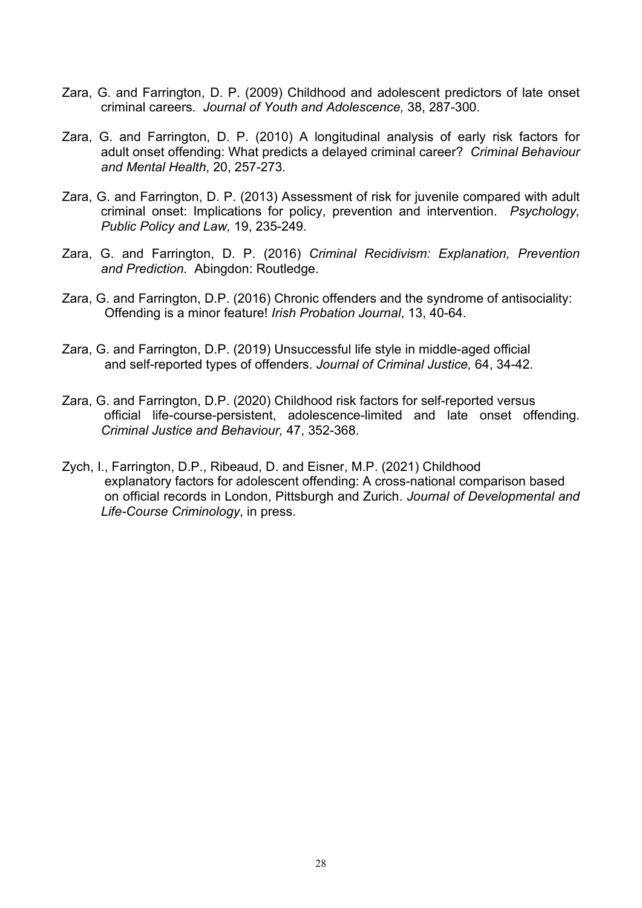Zara, G. and Farrington, D. P. (2009) Childhood and adolescent predictors of late onset criminal careers. *Journal of Youth and Adolescence,* 38, 287-300.

Zara, G. and Farrington, D. P. (2010) A longitudinal analysis of early risk factors for adult onset offending: What predicts a delayed criminal career? *Criminal Behaviour and Mental Health*, 20, 257-273.

Zara, G. and Farrington, D. P. (2013) Assessment of risk for juvenile compared with adult criminal onset: Implications for policy, prevention and intervention. *Psychology, Public Policy and Law,* 19, 235-249.

Zara, G. and Farrington, D. P. (2016) *Criminal Recidivism: Explanation, Prevention and Prediction.* Abingdon: Routledge.

Zara, G. and Farrington, D.P. (2016) Chronic offenders and the syndrome of antisociality: Offending is a minor feature! *Irish Probation Journal*, 13, 40-64.

Zara, G. and Farrington, D.P. (2019) Unsuccessful life style in middle-aged official and self-reported types of offenders. *Journal of Criminal Justice,* 64, 34-42.

Zara, G. and Farrington, D.P. (2020) Childhood risk factors for self-reported versus official life-course-persistent, adolescence-limited and late onset offending. *Criminal Justice and Behaviour,* 47, 352-368.

Zych, I., Farrington, D.P., Ribeaud, D. and Eisner, M.P. (2021) Childhood explanatory factors for adolescent offending: A cross-national comparison based on official records in London, Pittsburgh and Zurich. *Journal of Developmental and Life-Course Criminology*, in press.